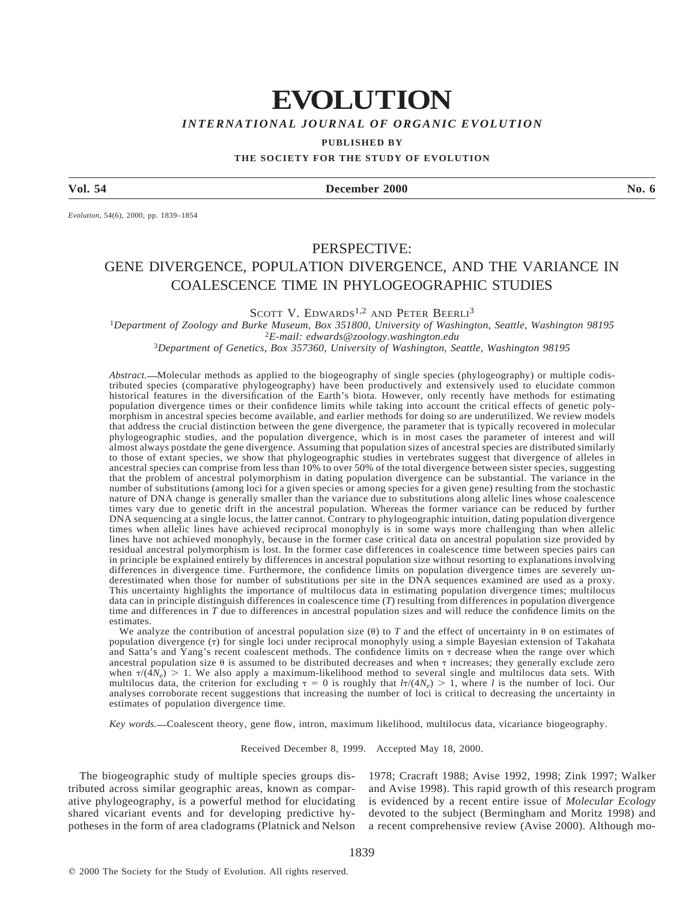# EVOLUTION

***INTERNATIONAL JOURNAL OF ORGANIC EVOLUTION***

**PUBLISHED BY**

**THE SOCIETY FOR THE STUDY OF EVOLUTION**

**Vol. 54** **December 2000** **No. 6**

## PERSPECTIVE: GENE DIVERGENCE, POPULATION DIVERGENCE, AND THE VARIANCE IN COALESCENCE TIME IN PHYLOGEOGRAPHIC STUDIES

SCOTT V. EDWARDS[1,2] AND PETER BEERLI[3]

[1] *Department of Zoology and Burke Museum, Box 351800, University of Washington, Seattle, Washington 98195*
[2] *E-mail: edwards@zoology.washington.edu*
[3] *Department of Genetics, Box 357360, University of Washington, Seattle, Washington 98195*

*Abstract.*—Molecular methods as applied to the biogeography of single species (phylogeography) or multiple codistributed species (comparative phylogeography) have been productively and extensively used to elucidate common historical features in the diversification of the Earth's biota. However, only recently have methods for estimating population divergence times or their confidence limits while taking into account the critical effects of genetic polymorphism in ancestral species become available, and earlier methods for doing so are underutilized. We review models that address the crucial distinction between the gene divergence, the parameter that is typically recovered in molecular phylogeographic studies, and the population divergence, which is in most cases the parameter of interest and will almost always postdate the gene divergence. Assuming that population sizes of ancestral species are distributed similarly to those of extant species, we show that phylogeographic studies in vertebrates suggest that divergence of alleles in ancestral species can comprise from less than 10% to over 50% of the total divergence between sister species, suggesting that the problem of ancestral polymorphism in dating population divergence can be substantial. The variance in the number of substitutions (among loci for a given species or among species for a given gene) resulting from the stochastic nature of DNA change is generally smaller than the variance due to substitutions along allelic lines whose coalescence times vary due to genetic drift in the ancestral population. Whereas the former variance can be reduced by further DNA sequencing at a single locus, the latter cannot. Contrary to phylogeographic intuition, dating population divergence times when allelic lines have achieved reciprocal monophyly is in some ways more challenging than when allelic lines have not achieved monophyly, because in the former case critical data on ancestral population size provided by residual ancestral polymorphism is lost. In the former case differences in coalescence time between species pairs can in principle be explained entirely by differences in ancestral population size without resorting to explanations involving differences in divergence time. Furthermore, the confidence limits on population divergence times are severely underestimated when those for number of substitutions per site in the DNA sequences examined are used as a proxy. This uncertainty highlights the importance of multilocus data in estimating population divergence times; multilocus data can in principle distinguish differences in coalescence time ($T$) resulting from differences in population divergence time and differences in $T$ due to differences in ancestral population sizes and will reduce the confidence limits on the estimates.

We analyze the contribution of ancestral population size ($\theta$) to $T$ and the effect of uncertainty in $\theta$ on estimates of population divergence ($\tau$) for single loci under reciprocal monophyly using a simple Bayesian extension of Takahata and Satta's and Yang's recent coalescent methods. The confidence limits on $\tau$ decrease when the range over which ancestral population size $\theta$ is assumed to be distributed decreases and when $\tau$ increases; they generally exclude zero when $\tau/(4N_e) > 1$. We also apply a maximum-likelihood method to several single and multilocus data sets. With multilocus data, the criterion for excluding $\tau = 0$ is roughly that $l\tau/(4N_e) > 1$, where $l$ is the number of loci. Our analyses corroborate recent suggestions that increasing the number of loci is critical to decreasing the uncertainty in estimates of population divergence time.

*Key words.*—Coalescent theory, gene flow, intron, maximum likelihood, multilocus data, vicariance biogeography.

Received December 8, 1999. Accepted May 18, 2000.

The biogeographic study of multiple species groups distributed across similar geographic areas, known as comparative phylogeography, is a powerful method for elucidating shared vicariant events and for developing predictive hypotheses in the form of area cladograms (Platnick and Nelson 1978; Cracraft 1988; Avise 1992, 1998; Zink 1997; Walker and Avise 1998). This rapid growth of this research program is evidenced by a recent entire issue of *Molecular Ecology* devoted to the subject (Bermingham and Moritz 1998) and a recent comprehensive review (Avise 2000). Although mo-

© 2000 The Society for the Study of Evolution. All rights reserved.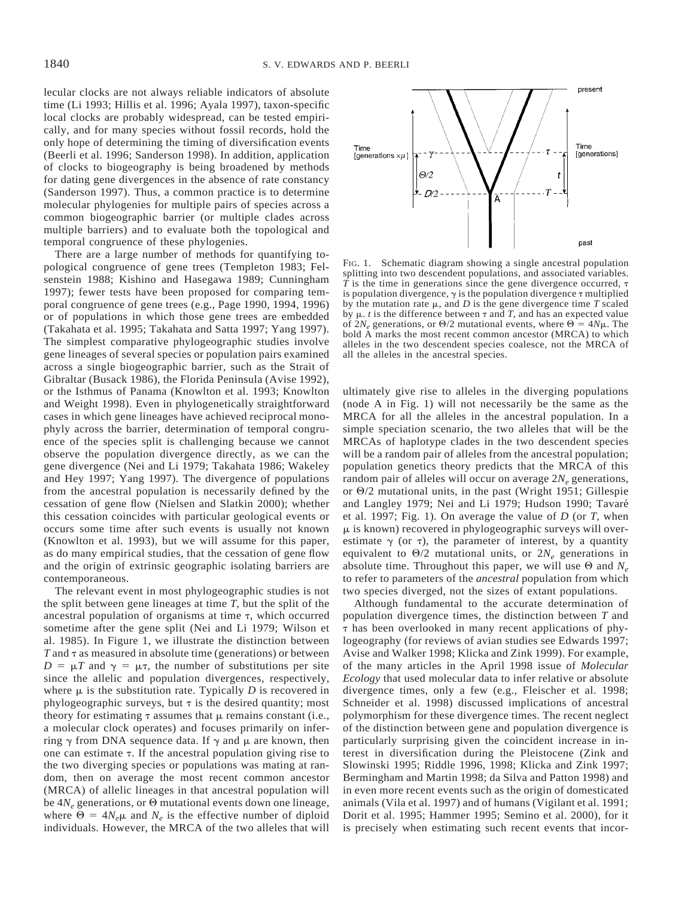lecular clocks are not always reliable indicators of absolute time (Li 1993; Hillis et al. 1996; Ayala 1997), taxon-specific local clocks are probably widespread, can be tested empirically, and for many species without fossil records, hold the only hope of determining the timing of diversification events (Beerli et al. 1996; Sanderson 1998). In addition, application of clocks to biogeography is being broadened by methods for dating gene divergences in the absence of rate constancy (Sanderson 1997). Thus, a common practice is to determine molecular phylogenies for multiple pairs of species across a common biogeographic barrier (or multiple clades across multiple barriers) and to evaluate both the topological and temporal congruence of these phylogenies.

There are a large number of methods for quantifying topological congruence of gene trees (Templeton 1983; Felsenstein 1988; Kishino and Hasegawa 1989; Cunningham 1997); fewer tests have been proposed for comparing temporal congruence of gene trees (e.g., Page 1990, 1994, 1996) or of populations in which those gene trees are embedded (Takahata et al. 1995; Takahata and Satta 1997; Yang 1997). The simplest comparative phylogeographic studies involve gene lineages of several species or population pairs examined across a single biogeographic barrier, such as the Strait of Gibraltar (Busack 1986), the Florida Peninsula (Avise 1992), or the Isthmus of Panama (Knowlton et al. 1993; Knowlton and Weight 1998). Even in phylogenetically straightforward cases in which gene lineages have achieved reciprocal monophyly across the barrier, determination of temporal congruence of the species split is challenging because we cannot observe the population divergence directly, as we can the gene divergence (Nei and Li 1979; Takahata 1986; Wakeley and Hey 1997; Yang 1997). The divergence of populations from the ancestral population is necessarily defined by the cessation of gene flow (Nielsen and Slatkin 2000); whether this cessation coincides with particular geological events or occurs some time after such events is usually not known (Knowlton et al. 1993), but we will assume for this paper, as do many empirical studies, that the cessation of gene flow and the origin of extrinsic geographic isolating barriers are contemporaneous.

The relevant event in most phylogeographic studies is not the split between gene lineages at time $T$, but the split of the ancestral population of organisms at time $\tau$, which occurred sometime after the gene split (Nei and Li 1979; Wilson et al. 1985). In Figure 1, we illustrate the distinction between $T$ and $\tau$ as measured in absolute time (generations) or between $D = \mu T$ and $\gamma = \mu\tau$, the number of substitutions per site since the allelic and population divergences, respectively, where $\mu$ is the substitution rate. Typically $D$ is recovered in phylogeographic surveys, but $\tau$ is the desired quantity; most theory for estimating $\tau$ assumes that $\mu$ remains constant (i.e., a molecular clock operates) and focuses primarily on inferring $\gamma$ from DNA sequence data. If $\gamma$ and $\mu$ are known, then one can estimate $\tau$. If the ancestral population giving rise to the two diverging species or populations was mating at random, then on average the most recent common ancestor (MRCA) of allelic lineages in that ancestral population will be $4N_e$ generations, or $\Theta$ mutational events down one lineage, where $\Theta = 4N_e\mu$ and $N_e$ is the effective number of diploid individuals. However, the MRCA of the two alleles that will ultimately give rise to alleles in the diverging populations (node A in Fig. 1) will not necessarily be the same as the MRCA for all the alleles in the ancestral population. In a simple speciation scenario, the two alleles that will be the MRCAs of haplotype clades in the two descendent species will be a random pair of alleles from the ancestral population; population genetics theory predicts that the MRCA of this random pair of alleles will occur on average $2N_e$ generations, or $\Theta/2$ mutational units, in the past (Wright 1951; Gillespie and Langley 1979; Nei and Li 1979; Hudson 1990; Tavaré et al. 1997; Fig. 1). On average the value of $D$ (or $T$, when $\mu$ is known) recovered in phylogeographic surveys will overestimate $\gamma$ (or $\tau$), the parameter of interest, by a quantity equivalent to $\Theta/2$ mutational units, or $2N_e$ generations in absolute time. Throughout this paper, we will use $\Theta$ and $N_e$ to refer to parameters of the *ancestral* population from which two species diverged, not the sizes of extant populations.

FIG. 1. Schematic diagram showing a single ancestral population splitting into two descendent populations, and associated variables. $T$ is the time in generations since the gene divergence occurred, $\tau$ is population divergence, $\gamma$ is the population divergence $\tau$ multiplied by the mutation rate $\mu$, and $D$ is the gene divergence time $T$ scaled by $\mu$. $t$ is the difference between $\tau$ and $T$, and has an expected value of $2N_e$ generations, or $\Theta/2$ mutational events, where $\Theta = 4N\mu$. The bold A marks the most recent common ancestor (MRCA) to which alleles in the two descendent species coalesce, not the MRCA of all the alleles in the ancestral species.

Although fundamental to the accurate determination of population divergence times, the distinction between $T$ and $\tau$ has been overlooked in many recent applications of phylogeography (for reviews of avian studies see Edwards 1997; Avise and Walker 1998; Klicka and Zink 1999). For example, of the many articles in the April 1998 issue of *Molecular Ecology* that used molecular data to infer relative or absolute divergence times, only a few (e.g., Fleischer et al. 1998; Schneider et al. 1998) discussed implications of ancestral polymorphism for these divergence times. The recent neglect of the distinction between gene and population divergence is particularly surprising given the coincident increase in interest in diversification during the Pleistocene (Zink and Slowinski 1995; Riddle 1996, 1998; Klicka and Zink 1997; Bermingham and Martin 1998; da Silva and Patton 1998) and in even more recent events such as the origin of domesticated animals (Vila et al. 1997) and of humans (Vigilant et al. 1991; Dorit et al. 1995; Hammer 1995; Semino et al. 2000), for it is precisely when estimating such recent events that incor-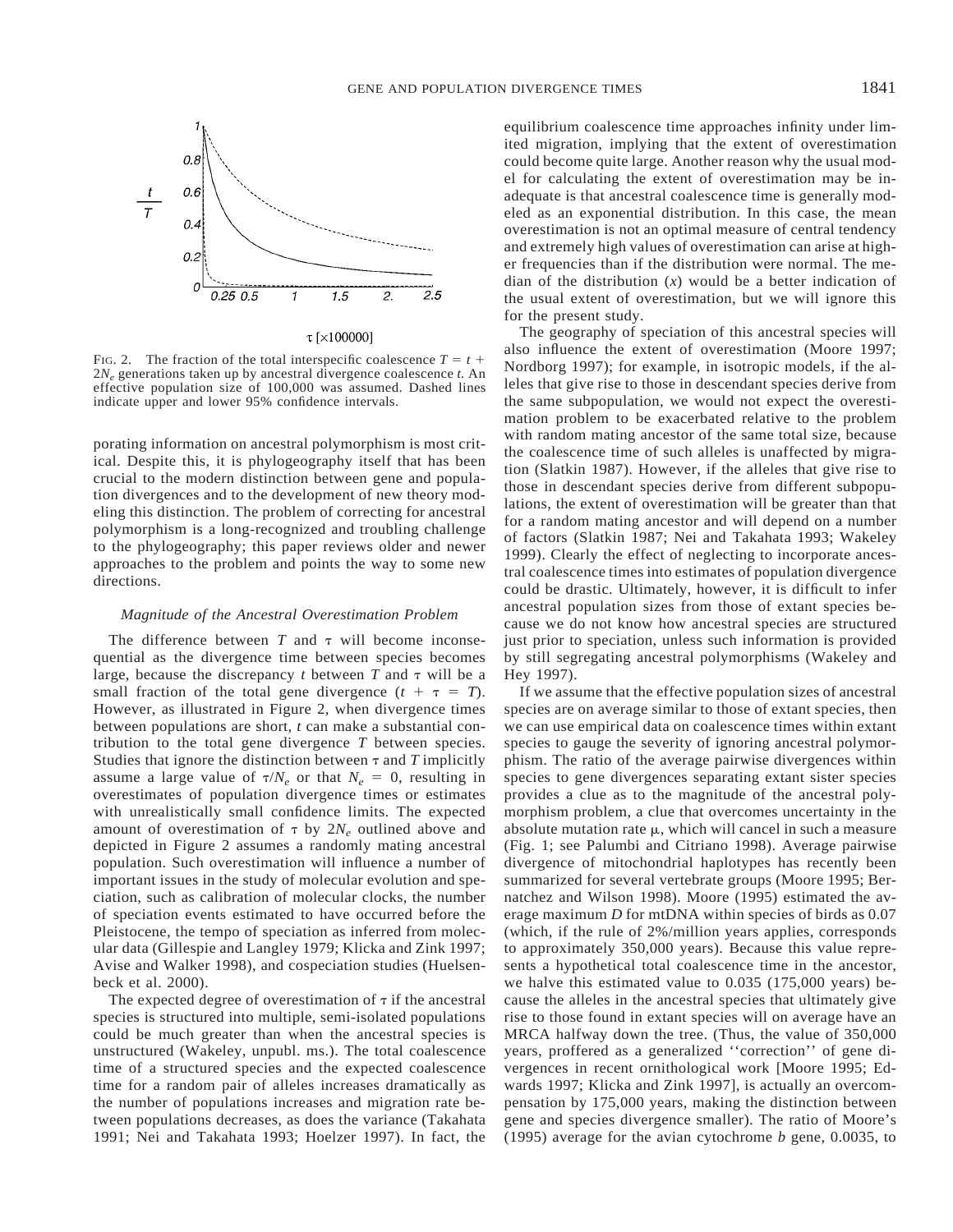1

0.8

0.6

0.4

0.2

0

$\frac{t}{T}$

0.25 0.5 1 1.5 2. 2.5

$\tau$ [×100000]

FIG. 2. The fraction of the total interspecific coalescence $T = t + 2N_e$ generations taken up by ancestral divergence coalescence $t$. An effective population size of 100,000 was assumed. Dashed lines indicate upper and lower 95% confidence intervals.

porating information on ancestral polymorphism is most critical. Despite this, it is phylogeography itself that has been crucial to the modern distinction between gene and population divergences and to the development of new theory modeling this distinction. The problem of correcting for ancestral polymorphism is a long-recognized and troubling challenge to the phylogeography; this paper reviews older and newer approaches to the problem and points the way to some new directions.

### *Magnitude of the Ancestral Overestimation Problem*

The difference between $T$ and $\tau$ will become inconsequential as the divergence time between species becomes large, because the discrepancy $t$ between $T$ and $\tau$ will be a small fraction of the total gene divergence ($t + \tau = T$). However, as illustrated in Figure 2, when divergence times between populations are short, $t$ can make a substantial contribution to the total gene divergence $T$ between species. Studies that ignore the distinction between $\tau$ and $T$ implicitly assume a large value of $\tau/N_e$ or that $N_e = 0$, resulting in overestimates of population divergence times or estimates with unrealistically small confidence limits. The expected amount of overestimation of $\tau$ by $2N_e$ outlined above and depicted in Figure 2 assumes a randomly mating ancestral population. Such overestimation will influence a number of important issues in the study of molecular evolution and speciation, such as calibration of molecular clocks, the number of speciation events estimated to have occurred before the Pleistocene, the tempo of speciation as inferred from molecular data (Gillespie and Langley 1979; Klicka and Zink 1997; Avise and Walker 1998), and cospeciation studies (Huelsenbeck et al. 2000).

The expected degree of overestimation of $\tau$ if the ancestral species is structured into multiple, semi-isolated populations could be much greater than when the ancestral species is unstructured (Wakeley, unpubl. ms.). The total coalescence time of a structured species and the expected coalescence time for a random pair of alleles increases dramatically as the number of populations increases and migration rate between populations decreases, as does the variance (Takahata 1991; Nei and Takahata 1993; Hoelzer 1997). In fact, the equilibrium coalescence time approaches infinity under limited migration, implying that the extent of overestimation could become quite large. Another reason why the usual model for calculating the extent of overestimation may be inadequate is that ancestral coalescence time is generally modeled as an exponential distribution. In this case, the mean overestimation is not an optimal measure of central tendency and extremely high values of overestimation can arise at higher frequencies than if the distribution were normal. The median of the distribution ($x$) would be a better indication of the usual extent of overestimation, but we will ignore this for the present study.

The geography of speciation of this ancestral species will also influence the extent of overestimation (Moore 1997; Nordborg 1997); for example, in isotropic models, if the alleles that give rise to those in descendant species derive from the same subpopulation, we would not expect the overestimation problem to be exacerbated relative to the problem with random mating ancestor of the same total size, because the coalescence time of such alleles is unaffected by migration (Slatkin 1987). However, if the alleles that give rise to those in descendant species derive from different subpopulations, the extent of overestimation will be greater than that for a random mating ancestor and will depend on a number of factors (Slatkin 1987; Nei and Takahata 1993; Wakeley 1999). Clearly the effect of neglecting to incorporate ancestral coalescence times into estimates of population divergence could be drastic. Ultimately, however, it is difficult to infer ancestral population sizes from those of extant species because we do not know how ancestral species are structured just prior to speciation, unless such information is provided by still segregating ancestral polymorphisms (Wakeley and Hey 1997).

If we assume that the effective population sizes of ancestral species are on average similar to those of extant species, then we can use empirical data on coalescence times within extant species to gauge the severity of ignoring ancestral polymorphism. The ratio of the average pairwise divergences within species to gene divergences separating extant sister species provides a clue as to the magnitude of the ancestral polymorphism problem, a clue that overcomes uncertainty in the absolute mutation rate $\mu$, which will cancel in such a measure (Fig. 1; see Palumbi and Citriano 1998). Average pairwise divergence of mitochondrial haplotypes has recently been summarized for several vertebrate groups (Moore 1995; Bernatchez and Wilson 1998). Moore (1995) estimated the average maximum $D$ for mtDNA within species of birds as 0.07 (which, if the rule of 2%/million years applies, corresponds to approximately 350,000 years). Because this value represents a hypothetical total coalescence time in the ancestor, we halve this estimated value to 0.035 (175,000 years) because the alleles in the ancestral species that ultimately give rise to those found in extant species will on average have an MRCA halfway down the tree. (Thus, the value of 350,000 years, proffered as a generalized ''correction'' of gene divergences in recent ornithological work [Moore 1995; Edwards 1997; Klicka and Zink 1997], is actually an overcompensation by 175,000 years, making the distinction between gene and species divergence smaller). The ratio of Moore's (1995) average for the avian cytochrome *b* gene, 0.0035, to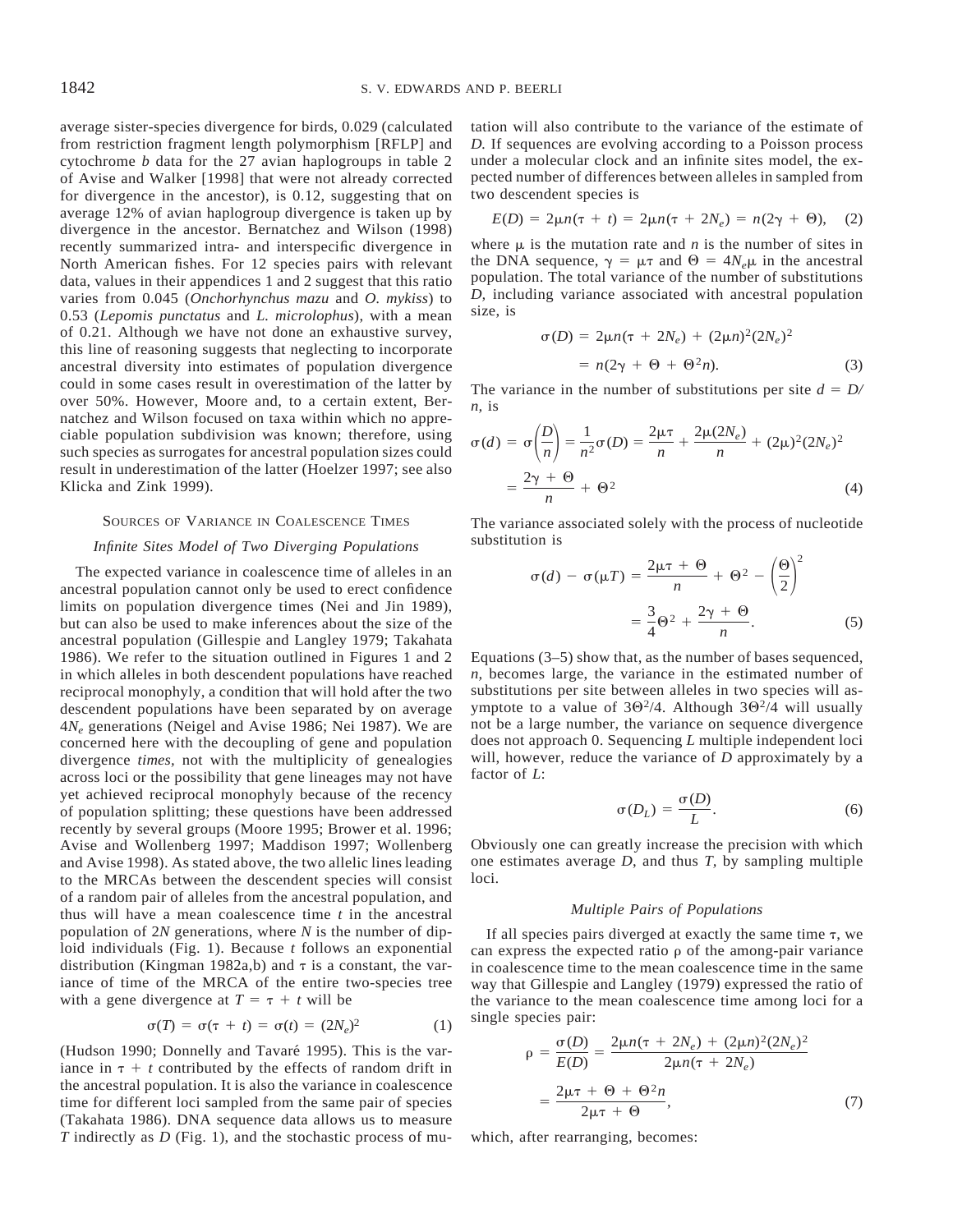average sister-species divergence for birds, 0.029 (calculated from restriction fragment length polymorphism [RFLP] and cytochrome *b* data for the 27 avian haplogroups in table 2 of Avise and Walker [1998] that were not already corrected for divergence in the ancestor), is 0.12, suggesting that on average 12% of avian haplogroup divergence is taken up by divergence in the ancestor. Bernatchez and Wilson (1998) recently summarized intra- and interspecific divergence in North American fishes. For 12 species pairs with relevant data, values in their appendices 1 and 2 suggest that this ratio varies from 0.045 (*Onchorhynchus mazu* and *O. mykiss*) to 0.53 (*Lepomis punctatus* and *L. microlophus*), with a mean of 0.21. Although we have not done an exhaustive survey, this line of reasoning suggests that neglecting to incorporate ancestral diversity into estimates of population divergence could in some cases result in overestimation of the latter by over 50%. However, Moore and, to a certain extent, Bernatchez and Wilson focused on taxa within which no appreciable population subdivision was known; therefore, using such species as surrogates for ancestral population sizes could result in underestimation of the latter (Hoelzer 1997; see also Klicka and Zink 1999).

## Sources of Variance in Coalescence Times

### *Infinite Sites Model of Two Diverging Populations*

The expected variance in coalescence time of alleles in an ancestral population cannot only be used to erect confidence limits on population divergence times (Nei and Jin 1989), but can also be used to make inferences about the size of the ancestral population (Gillespie and Langley 1979; Takahata 1986). We refer to the situation outlined in Figures 1 and 2 in which alleles in both descendent populations have reached reciprocal monophyly, a condition that will hold after the two descendent populations have been separated by on average $4N_e$ generations (Neigel and Avise 1986; Nei 1987). We are concerned here with the decoupling of gene and population divergence *times,* not with the multiplicity of genealogies across loci or the possibility that gene lineages may not have yet achieved reciprocal monophyly because of the recency of population splitting; these questions have been addressed recently by several groups (Moore 1995; Brower et al. 1996; Avise and Wollenberg 1997; Maddison 1997; Wollenberg and Avise 1998). As stated above, the two allelic lines leading to the MRCAs between the descendent species will consist of a random pair of alleles from the ancestral population, and thus will have a mean coalescence time $t$ in the ancestral population of $2N$ generations, where $N$ is the number of diploid individuals (Fig. 1). Because $t$ follows an exponential distribution (Kingman 1982a,b) and $\tau$ is a constant, the variance of time of the MRCA of the entire two-species tree with a gene divergence at $T = \tau + t$ will be

$$\sigma(T) = \sigma(\tau + t) = \sigma(t) = (2N_e)^2 \tag{1}$$

(Hudson 1990; Donnelly and Tavaré 1995). This is the variance in $\tau + t$ contributed by the effects of random drift in the ancestral population. It is also the variance in coalescence time for different loci sampled from the same pair of species (Takahata 1986). DNA sequence data allows us to measure $T$ indirectly as $D$ (Fig. 1), and the stochastic process of mutation will also contribute to the variance of the estimate of $D$. If sequences are evolving according to a Poisson process under a molecular clock and an infinite sites model, the expected number of differences between alleles in sampled from two descendent species is

$$E(D) = 2\mu n(\tau + t) = 2\mu n(\tau + 2N_e) = n(2\gamma + \Theta), \tag{2}$$

where $\mu$ is the mutation rate and $n$ is the number of sites in the DNA sequence, $\gamma = \mu\tau$ and $\Theta = 4N_e\mu$ in the ancestral population. The total variance of the number of substitutions $D$, including variance associated with ancestral population size, is

$$\begin{aligned}\sigma(D) &= 2\mu n(\tau + 2N_e) + (2\mu n)^2(2N_e)^2 \\ &= n(2\gamma + \Theta + \Theta^2 n).\end{aligned} \tag{3}$$

The variance in the number of substitutions per site $d = D/n$, is

$$\begin{aligned}\sigma(d) &= \sigma\left(\frac{D}{n}\right) = \frac{1}{n^2}\sigma(D) = \frac{2\mu\tau}{n} + \frac{2\mu(2N_e)}{n} + (2\mu)^2(2N_e)^2 \\ &= \frac{2\gamma + \Theta}{n} + \Theta^2\end{aligned} \tag{4}$$

The variance associated solely with the process of nucleotide substitution is

$$\begin{aligned}\sigma(d) - \sigma(\mu T) &= \frac{2\mu\tau + \Theta}{n} + \Theta^2 - \left(\frac{\Theta}{2}\right)^2 \\ &= \frac{3}{4}\Theta^2 + \frac{2\gamma + \Theta}{n}.\end{aligned} \tag{5}$$

Equations (3–5) show that, as the number of bases sequenced, $n$, becomes large, the variance in the estimated number of substitutions per site between alleles in two species will asymptote to a value of $3\Theta^2/4$. Although $3\Theta^2/4$ will usually not be a large number, the variance on sequence divergence does not approach 0. Sequencing $L$ multiple independent loci will, however, reduce the variance of $D$ approximately by a factor of $L$:

$$\sigma(D_L) = \frac{\sigma(D)}{L}. \tag{6}$$

Obviously one can greatly increase the precision with which one estimates average $D$, and thus $T$, by sampling multiple loci.

### *Multiple Pairs of Populations*

If all species pairs diverged at exactly the same time $\tau$, we can express the expected ratio $\rho$ of the among-pair variance in coalescence time to the mean coalescence time in the same way that Gillespie and Langley (1979) expressed the ratio of the variance to the mean coalescence time among loci for a single species pair:

$$\begin{aligned}\rho &= \frac{\sigma(D)}{E(D)} = \frac{2\mu n(\tau + 2N_e) + (2\mu n)^2(2N_e)^2}{2\mu n(\tau + 2N_e)} \\ &= \frac{2\mu\tau + \Theta + \Theta^2 n}{2\mu\tau + \Theta},\end{aligned} \tag{7}$$

which, after rearranging, becomes: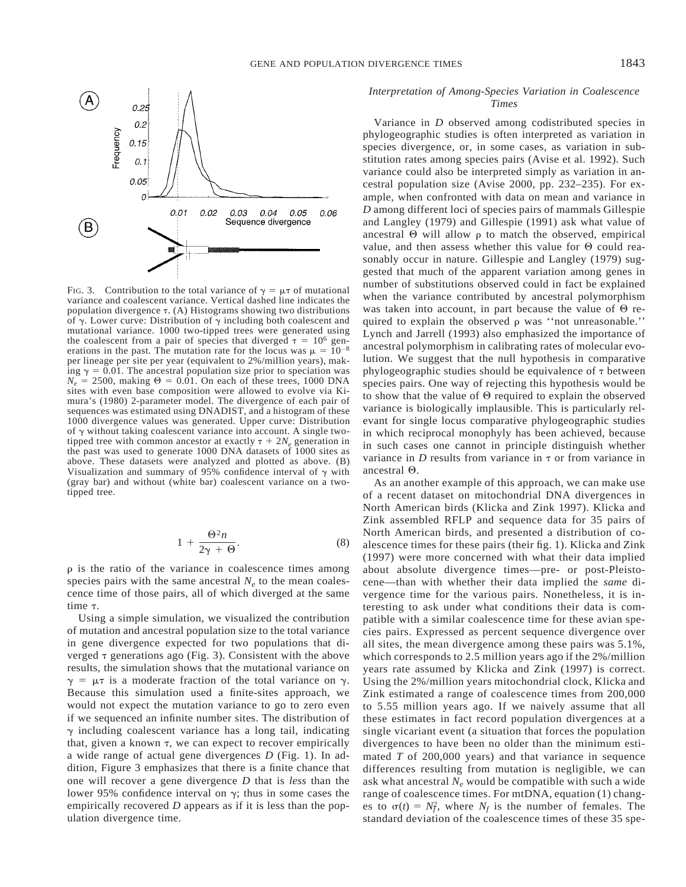FIG. 3. Contribution to the total variance of $\gamma = \mu\tau$ of mutational variance and coalescent variance. Vertical dashed line indicates the population divergence $\tau$. (A) Histograms showing two distributions of $\gamma$. Lower curve: Distribution of $\gamma$ including both coalescent and mutational variance. 1000 two-tipped trees were generated using the coalescent from a pair of species that diverged $\tau = 10^6$ generations in the past. The mutation rate for the locus was $\mu = 10^{-8}$ per lineage per site per year (equivalent to 2%/million years), making $\gamma = 0.01$. The ancestral population size prior to speciation was $N_e = 2500$, making $\Theta = 0.01$. On each of these trees, 1000 DNA sites with even base composition were allowed to evolve via Kimura's (1980) 2-parameter model. The divergence of each pair of sequences was estimated using DNADIST, and a histogram of these 1000 divergence values was generated. Upper curve: Distribution of $\gamma$ without taking coalescent variance into account. A single two-tipped tree with common ancestor at exactly $\tau + 2N_e$ generation in the past was used to generate 1000 DNA datasets of 1000 sites as above. These datasets were analyzed and plotted as above. (B) Visualization and summary of 95% confidence interval of $\gamma$ with (gray bar) and without (white bar) coalescent variance on a two-tipped tree.

$$1 + \frac{\Theta^2 n}{2\gamma + \Theta}. \tag{8}$$

$\rho$ is the ratio of the variance in coalescence times among species pairs with the same ancestral $N_e$ to the mean coalescence time of those pairs, all of which diverged at the same time $\tau$.

Using a simple simulation, we visualized the contribution of mutation and ancestral population size to the total variance in gene divergence expected for two populations that diverged $\tau$ generations ago (Fig. 3). Consistent with the above results, the simulation shows that the mutational variance on $\gamma = \mu\tau$ is a moderate fraction of the total variance on $\gamma$. Because this simulation used a finite-sites approach, we would not expect the mutation variance to go to zero even if we sequenced an infinite number sites. The distribution of $\gamma$ including coalescent variance has a long tail, indicating that, given a known $\tau$, we can expect to recover empirically a wide range of actual gene divergences $D$ (Fig. 1). In addition, Figure 3 emphasizes that there is a finite chance that one will recover a gene divergence $D$ that is *less* than the lower 95% confidence interval on $\gamma$; thus in some cases the empirically recovered $D$ appears as if it is less than the population divergence time.

### *Interpretation of Among-Species Variation in Coalescence Times*

Variance in $D$ observed among codistributed species in phylogeographic studies is often interpreted as variation in species divergence, or, in some cases, as variation in substitution rates among species pairs (Avise et al. 1992). Such variance could also be interpreted simply as variation in ancestral population size (Avise 2000, pp. 232–235). For example, when confronted with data on mean and variance in $D$ among different loci of species pairs of mammals Gillespie and Langley (1979) and Gillespie (1991) ask what value of ancestral $\Theta$ will allow $\rho$ to match the observed, empirical value, and then assess whether this value for $\Theta$ could reasonably occur in nature. Gillespie and Langley (1979) suggested that much of the apparent variation among genes in number of substitutions observed could in fact be explained when the variance contributed by ancestral polymorphism was taken into account, in part because the value of $\Theta$ required to explain the observed $\rho$ was ''not unreasonable.'' Lynch and Jarrell (1993) also emphasized the importance of ancestral polymorphism in calibrating rates of molecular evolution. We suggest that the null hypothesis in comparative phylogeographic studies should be equivalence of $\tau$ between species pairs. One way of rejecting this hypothesis would be to show that the value of $\Theta$ required to explain the observed variance is biologically implausible. This is particularly relevant for single locus comparative phylogeographic studies in which reciprocal monophyly has been achieved, because in such cases one cannot in principle distinguish whether variance in $D$ results from variance in $\tau$ or from variance in ancestral $\Theta$.

As an another example of this approach, we can make use of a recent dataset on mitochondrial DNA divergences in North American birds (Klicka and Zink 1997). Klicka and Zink assembled RFLP and sequence data for 35 pairs of North American birds, and presented a distribution of coalescence times for these pairs (their fig. 1). Klicka and Zink (1997) were more concerned with what their data implied about absolute divergence times—pre- or post-Pleistocene—than with whether their data implied the *same* divergence time for the various pairs. Nonetheless, it is interesting to ask under what conditions their data is compatible with a similar coalescence time for these avian species pairs. Expressed as percent sequence divergence over all sites, the mean divergence among these pairs was 5.1%, which corresponds to 2.5 million years ago if the 2%/million years rate assumed by Klicka and Zink (1997) is correct. Using the 2%/million years mitochondrial clock, Klicka and Zink estimated a range of coalescence times from 200,000 to 5.55 million years ago. If we naively assume that all these estimates in fact record population divergences at a single vicariant event (a situation that forces the population divergences to have been no older than the minimum estimated $T$ of 200,000 years) and that variance in sequence differences resulting from mutation is negligible, we can ask what ancestral $N_e$ would be compatible with such a wide range of coalescence times. For mtDNA, equation (1) changes to $\sigma(t) = N_f^2$, where $N_f$ is the number of females. The standard deviation of the coalescence times of these 35 spe-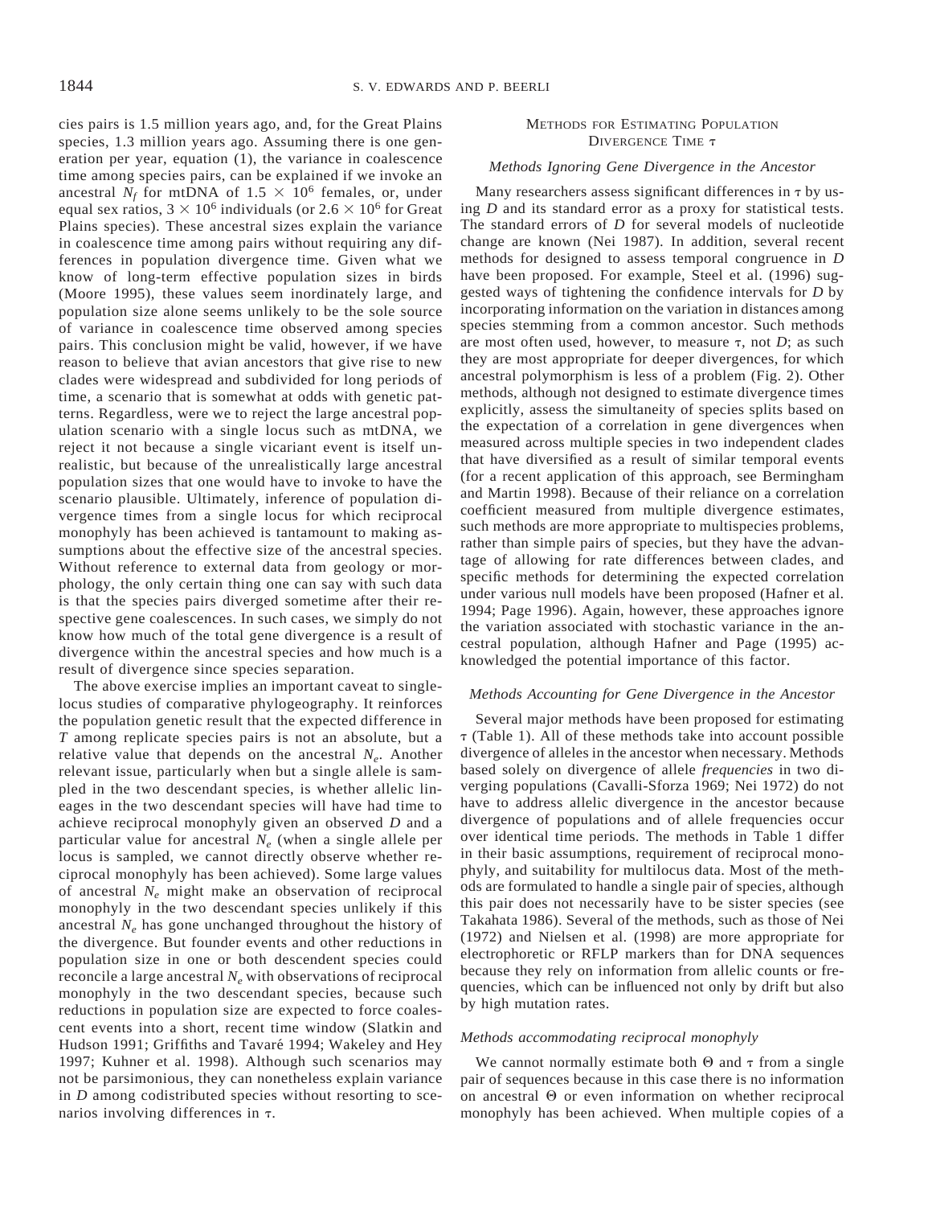cies pairs is 1.5 million years ago, and, for the Great Plains species, 1.3 million years ago. Assuming there is one generation per year, equation (1), the variance in coalescence time among species pairs, can be explained if we invoke an ancestral $N_f$ for mtDNA of $1.5 \times 10^6$ females, or, under equal sex ratios, $3 \times 10^6$ individuals (or $2.6 \times 10^6$ for Great Plains species). These ancestral sizes explain the variance in coalescence time among pairs without requiring any differences in population divergence time. Given what we know of long-term effective population sizes in birds (Moore 1995), these values seem inordinately large, and population size alone seems unlikely to be the sole source of variance in coalescence time observed among species pairs. This conclusion might be valid, however, if we have reason to believe that avian ancestors that give rise to new clades were widespread and subdivided for long periods of time, a scenario that is somewhat at odds with genetic patterns. Regardless, were we to reject the large ancestral population scenario with a single locus such as mtDNA, we reject it not because a single vicariant event is itself unrealistic, but because of the unrealistically large ancestral population sizes that one would have to invoke to have the scenario plausible. Ultimately, inference of population divergence times from a single locus for which reciprocal monophyly has been achieved is tantamount to making assumptions about the effective size of the ancestral species. Without reference to external data from geology or morphology, the only certain thing one can say with such data is that the species pairs diverged sometime after their respective gene coalescences. In such cases, we simply do not know how much of the total gene divergence is a result of divergence within the ancestral species and how much is a result of divergence since species separation.

The above exercise implies an important caveat to single-locus studies of comparative phylogeography. It reinforces the population genetic result that the expected difference in $T$ among replicate species pairs is not an absolute, but a relative value that depends on the ancestral $N_e$. Another relevant issue, particularly when but a single allele is sampled in the two descendant species, is whether allelic lineages in the two descendant species will have had time to achieve reciprocal monophyly given an observed $D$ and a particular value for ancestral $N_e$ (when a single allele per locus is sampled, we cannot directly observe whether reciprocal monophyly has been achieved). Some large values of ancestral $N_e$ might make an observation of reciprocal monophyly in the two descendant species unlikely if this ancestral $N_e$ has gone unchanged throughout the history of the divergence. But founder events and other reductions in population size in one or both descendent species could reconcile a large ancestral $N_e$ with observations of reciprocal monophyly in the two descendant species, because such reductions in population size are expected to force coalescent events into a short, recent time window (Slatkin and Hudson 1991; Griffiths and Tavaré 1994; Wakeley and Hey 1997; Kuhner et al. 1998). Although such scenarios may not be parsimonious, they can nonetheless explain variance in $D$ among codistributed species without resorting to scenarios involving differences in $\tau$.

## Methods for Estimating Population Divergence Time $\tau$

### *Methods Ignoring Gene Divergence in the Ancestor*

Many researchers assess significant differences in $\tau$ by using $D$ and its standard error as a proxy for statistical tests. The standard errors of $D$ for several models of nucleotide change are known (Nei 1987). In addition, several recent methods for designed to assess temporal congruence in $D$ have been proposed. For example, Steel et al. (1996) suggested ways of tightening the confidence intervals for $D$ by incorporating information on the variation in distances among species stemming from a common ancestor. Such methods are most often used, however, to measure $\tau$, not $D$; as such they are most appropriate for deeper divergences, for which ancestral polymorphism is less of a problem (Fig. 2). Other methods, although not designed to estimate divergence times explicitly, assess the simultaneity of species splits based on the expectation of a correlation in gene divergences when measured across multiple species in two independent clades that have diversified as a result of similar temporal events (for a recent application of this approach, see Bermingham and Martin 1998). Because of their reliance on a correlation coefficient measured from multiple divergence estimates, such methods are more appropriate to multispecies problems, rather than simple pairs of species, but they have the advantage of allowing for rate differences between clades, and specific methods for determining the expected correlation under various null models have been proposed (Hafner et al. 1994; Page 1996). Again, however, these approaches ignore the variation associated with stochastic variance in the ancestral population, although Hafner and Page (1995) acknowledged the potential importance of this factor.

### *Methods Accounting for Gene Divergence in the Ancestor*

Several major methods have been proposed for estimating $\tau$ (Table 1). All of these methods take into account possible divergence of alleles in the ancestor when necessary. Methods based solely on divergence of allele *frequencies* in two diverging populations (Cavalli-Sforza 1969; Nei 1972) do not have to address allelic divergence in the ancestor because divergence of populations and of allele frequencies occur over identical time periods. The methods in Table 1 differ in their basic assumptions, requirement of reciprocal monophyly, and suitability for multilocus data. Most of the methods are formulated to handle a single pair of species, although this pair does not necessarily have to be sister species (see Takahata 1986). Several of the methods, such as those of Nei (1972) and Nielsen et al. (1998) are more appropriate for electrophoretic or RFLP markers than for DNA sequences because they rely on information from allelic counts or frequencies, which can be influenced not only by drift but also by high mutation rates.

#### *Methods accommodating reciprocal monophyly*

We cannot normally estimate both $\Theta$ and $\tau$ from a single pair of sequences because in this case there is no information on ancestral $\Theta$ or even information on whether reciprocal monophyly has been achieved. When multiple copies of a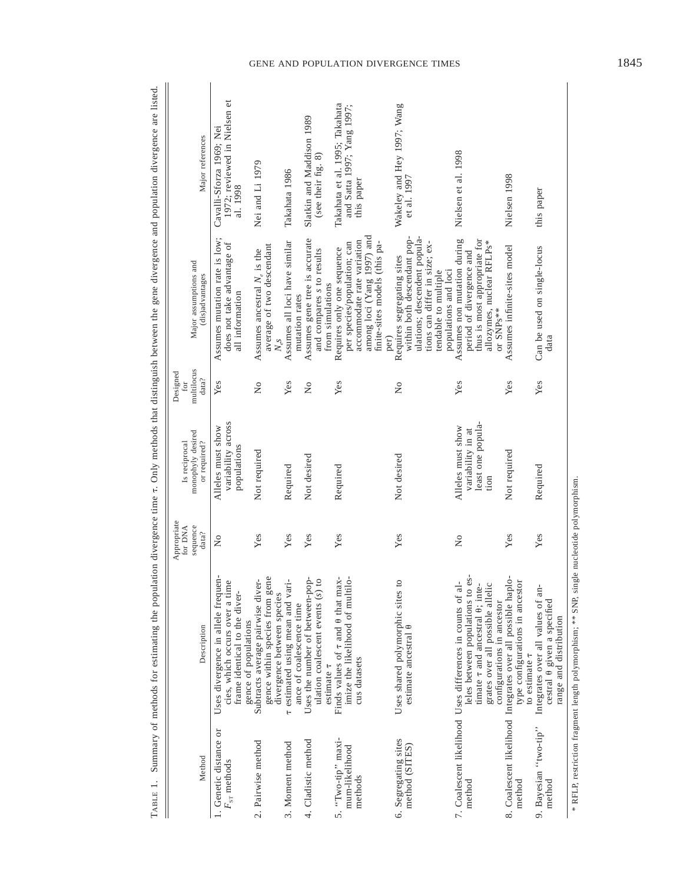TABLE 1. Summary of methods for estimating the population divergence time $\tau$. Only methods that distinguish between the gene divergence and population divergence are listed.

| Method | Description | Appropriate for DNA sequence data? | Is reciprocal monophyly desired or required? | Designed for multilocus data? | Major assumptions and (dis)advantages | Major references |
|---|---|---|---|---|---|---|
| 1. Genetic distance or $F_{ST}$ methods | Uses divergence in allele frequencies, which occurs over a time frame identical to the divergence of populations | No | Alleles must show variability across populations | Yes | Assumes mutation rate is low; does not take advantage of all information | Cavalli-Sforza 1969; Nei 1972; reviewed in Nielsen et al. 1998 |
| 2. Pairwise method | Subtracts average pairwise divergence within species from gene divergence between species | Yes | Not required | No | Assumes ancestral $N_e$ is the average of two descendant $N_e$s | Nei and Li 1979 |
| 3. Moment method | $\tau$ estimated using mean and variance of coalescence time | Yes | Required | Yes | Assumes all loci have similar mutation rates | Takahata 1986 |
| 4. Cladistic method | Uses the number of between-population coalescent events ($s$) to estimate $\tau$ | Yes | Not desired | No | Assumes gene tree is accurate and compares $s$ to results from simulations | Slatkin and Maddison 1989 (see their fig. 8) |
| 5. "Two-tip" maximum-likelihood methods | Finds values of $\tau$ and $\theta$ that maximize the likelihood of multilocus datasets | Yes | Required | Yes | Requires only one sequence per species/population; can accommodate rate variation among loci (Yang 1997) and finite-sites models (this paper) | Takahata et al. 1995; Takahata and Satta 1997; Yang 1997; this paper |
| 6. Segregating sites method (SITES) | Uses shared polymorphic sites to estimate ancestral $\theta$ | Yes | Not desired | No | Requires segregating sites within both descendant populations; descendent populations can differ in size; extendable to multiple populations and loci | Wakeley and Hey 1997; Wang et al. 1997 |
| 7. Coalescent likelihood method | Uses differences in counts of alleles between populations to estimate $\tau$ and ancestral $\theta$; integrates over all possible allelic configurations in ancestor | No | Alleles must show variability in at least one population | Yes | Assumes non mutation during period of divergence and thus is most appropriate for allozymes, nuclear RFLPs* or SNPs** | Nielsen et al. 1998 |
| 8. Coalescent likelihood method | Integrates over all possible haplotype configurations in ancestor to estimate $\tau$ | Yes | Not required | Yes | Assumes infinite-sites model | Nielsen 1998 |
| 9. Bayesian "two-tip" method | Integrates over all values of ancestral $\theta$ given a specified range and distribution | Yes | Required | Yes | Can be used on single-locus data | this paper |

\* RFLP, restriction fragment length polymorphism; ** SNP, single nucleotide polymorphism.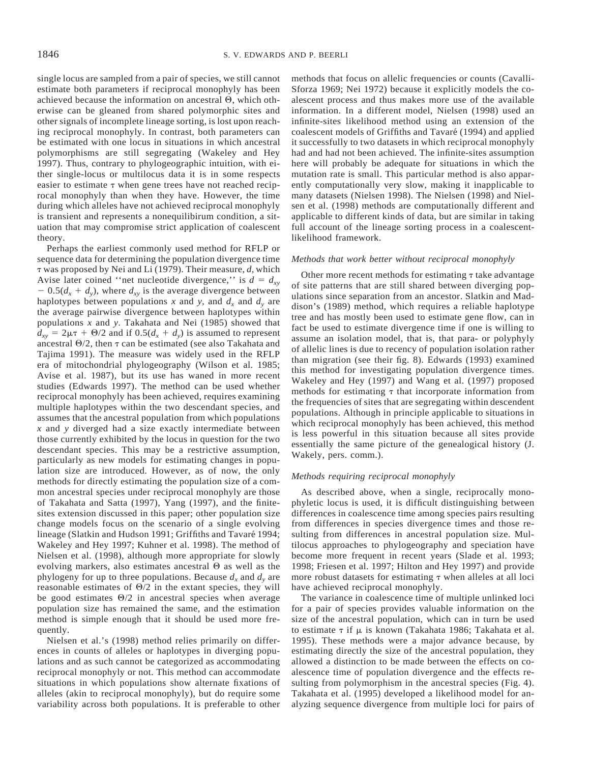single locus are sampled from a pair of species, we still cannot estimate both parameters if reciprocal monophyly has been achieved because the information on ancestral $\Theta$, which otherwise can be gleaned from shared polymorphic sites and other signals of incomplete lineage sorting, is lost upon reaching reciprocal monophyly. In contrast, both parameters can be estimated with one locus in situations in which ancestral polymorphisms are still segregating (Wakeley and Hey 1997). Thus, contrary to phylogeographic intuition, with either single-locus or multilocus data it is in some respects easier to estimate $\tau$ when gene trees have not reached reciprocal monophyly than when they have. However, the time during which alleles have not achieved reciprocal monophyly is transient and represents a nonequilibirum condition, a situation that may compromise strict application of coalescent theory.

Perhaps the earliest commonly used method for RFLP or sequence data for determining the population divergence time $\tau$ was proposed by Nei and Li (1979). Their measure, $d$, which Avise later coined ''net nucleotide divergence,'' is $d = d_{xy} - 0.5(d_x + d_y)$, where $d_{xy}$ is the average divergence between haplotypes between populations $x$ and $y$, and $d_x$ and $d_y$ are the average pairwise divergence between haplotypes within populations $x$ and $y$. Takahata and Nei (1985) showed that $d_{xy} = 2\mu\tau + \Theta/2$ and if $0.5(d_x + d_y)$ is assumed to represent ancestral $\Theta/2$, then $\tau$ can be estimated (see also Takahata and Tajima 1991). The measure was widely used in the RFLP era of mitochondrial phylogeography (Wilson et al. 1985; Avise et al. 1987), but its use has waned in more recent studies (Edwards 1997). The method can be used whether reciprocal monophyly has been achieved, requires examining multiple haplotypes within the two descendant species, and assumes that the ancestral population from which populations $x$ and $y$ diverged had a size exactly intermediate between those currently exhibited by the locus in question for the two descendant species. This may be a restrictive assumption, particularly as new models for estimating changes in population size are introduced. However, as of now, the only methods for directly estimating the population size of a common ancestral species under reciprocal monophyly are those of Takahata and Satta (1997), Yang (1997), and the finite-sites extension discussed in this paper; other population size change models focus on the scenario of a single evolving lineage (Slatkin and Hudson 1991; Griffiths and Tavaré 1994; Wakeley and Hey 1997; Kuhner et al. 1998). The method of Nielsen et al. (1998), although more appropriate for slowly evolving markers, also estimates ancestral $\Theta$ as well as the phylogeny for up to three populations. Because $d_x$ and $d_y$ are reasonable estimates of $\Theta/2$ in the extant species, they will be good estimates $\Theta/2$ in ancestral species when average population size has remained the same, and the estimation method is simple enough that it should be used more frequently.

Nielsen et al.'s (1998) method relies primarily on differences in counts of alleles or haplotypes in diverging populations and as such cannot be categorized as accommodating reciprocal monophyly or not. This method can accommodate situations in which populations show alternate fixations of alleles (akin to reciprocal monophyly), but do require some variability across both populations. It is preferable to other methods that focus on allelic frequencies or counts (Cavalli-Sforza 1969; Nei 1972) because it explicitly models the coalescent process and thus makes more use of the available information. In a different model, Nielsen (1998) used an infinite-sites likelihood method using an extension of the coalescent models of Griffiths and Tavaré (1994) and applied it successfully to two datasets in which reciprocal monophyly had and had not been achieved. The infinite-sites assumption here will probably be adequate for situations in which the mutation rate is small. This particular method is also apparently computationally very slow, making it inapplicable to many datasets (Nielsen 1998). The Nielsen (1998) and Nielsen et al. (1998) methods are computationally different and applicable to different kinds of data, but are similar in taking full account of the lineage sorting process in a coalescent-likelihood framework.

### *Methods that work better without reciprocal monophyly*

Other more recent methods for estimating $\tau$ take advantage of site patterns that are still shared between diverging populations since separation from an ancestor. Slatkin and Maddison's (1989) method, which requires a reliable haplotype tree and has mostly been used to estimate gene flow, can in fact be used to estimate divergence time if one is willing to assume an isolation model, that is, that para- or polyphyly of allelic lines is due to recency of population isolation rather than migration (see their fig. 8). Edwards (1993) examined this method for investigating population divergence times. Wakeley and Hey (1997) and Wang et al. (1997) proposed methods for estimating $\tau$ that incorporate information from the frequencies of sites that are segregating within descendent populations. Although in principle applicable to situations in which reciprocal monophyly has been achieved, this method is less powerful in this situation because all sites provide essentially the same picture of the genealogical history (J. Wakely, pers. comm.).

### *Methods requiring reciprocal monophyly*

As described above, when a single, reciprocally monophyletic locus is used, it is difficult distinguishing between differences in coalescence time among species pairs resulting from differences in species divergence times and those resulting from differences in ancestral population size. Multilocus approaches to phylogeography and speciation have become more frequent in recent years (Slade et al. 1993; 1998; Friesen et al. 1997; Hilton and Hey 1997) and provide more robust datasets for estimating $\tau$ when alleles at all loci have achieved reciprocal monophyly.

The variance in coalescence time of multiple unlinked loci for a pair of species provides valuable information on the size of the ancestral population, which can in turn be used to estimate $\tau$ if $\mu$ is known (Takahata 1986; Takahata et al. 1995). These methods were a major advance because, by estimating directly the size of the ancestral population, they allowed a distinction to be made between the effects on coalescence time of population divergence and the effects resulting from polymorphism in the ancestral species (Fig. 4). Takahata et al. (1995) developed a likelihood model for analyzing sequence divergence from multiple loci for pairs of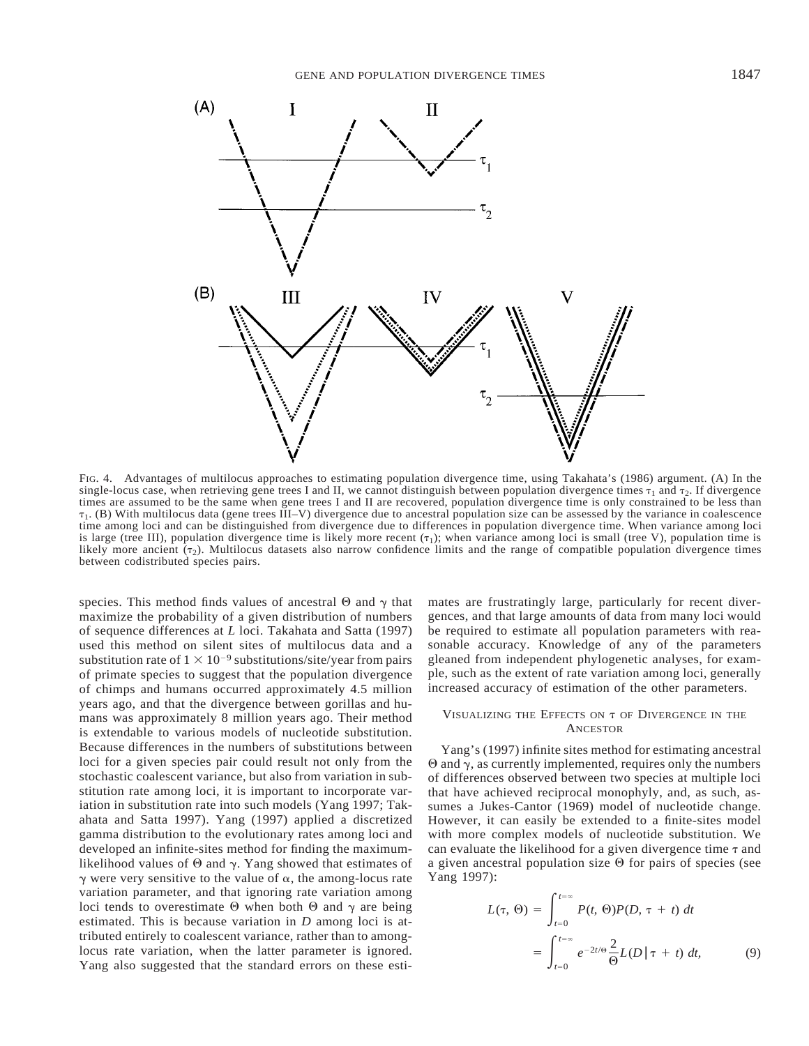FIG. 4. Advantages of multilocus approaches to estimating population divergence time, using Takahata's (1986) argument. (A) In the single-locus case, when retrieving gene trees I and II, we cannot distinguish between population divergence times $\tau_1$ and $\tau_2$. If divergence times are assumed to be the same when gene trees I and II are recovered, population divergence time is only constrained to be less than $\tau_1$. (B) With multilocus data (gene trees III–V) divergence due to ancestral population size can be assessed by the variance in coalescence time among loci and can be distinguished from divergence due to differences in population divergence time. When variance among loci is large (tree III), population divergence time is likely more recent ($\tau_1$); when variance among loci is small (tree V), population time is likely more ancient ($\tau_2$). Multilocus datasets also narrow confidence limits and the range of compatible population divergence times between codistributed species pairs.

species. This method finds values of ancestral $\Theta$ and $\gamma$ that maximize the probability of a given distribution of numbers of sequence differences at $L$ loci. Takahata and Satta (1997) used this method on silent sites of multilocus data and a substitution rate of $1 \times 10^{-9}$ substitutions/site/year from pairs of primate species to suggest that the population divergence of chimps and humans occurred approximately 4.5 million years ago, and that the divergence between gorillas and humans was approximately 8 million years ago. Their method is extendable to various models of nucleotide substitution. Because differences in the numbers of substitutions between loci for a given species pair could result not only from the stochastic coalescent variance, but also from variation in substitution rate among loci, it is important to incorporate variation in substitution rate into such models (Yang 1997; Takahata and Satta 1997). Yang (1997) applied a discretized gamma distribution to the evolutionary rates among loci and developed an infinite-sites method for finding the maximum-likelihood values of $\Theta$ and $\gamma$. Yang showed that estimates of $\gamma$ were very sensitive to the value of $\alpha$, the among-locus rate variation parameter, and that ignoring rate variation among loci tends to overestimate $\Theta$ when both $\Theta$ and $\gamma$ are being estimated. This is because variation in $D$ among loci is attributed entirely to coalescent variance, rather than to among-locus rate variation, when the latter parameter is ignored. Yang also suggested that the standard errors on these estimates are frustratingly large, particularly for recent divergences, and that large amounts of data from many loci would be required to estimate all population parameters with reasonable accuracy. Knowledge of any of the parameters gleaned from independent phylogenetic analyses, for example, such as the extent of rate variation among loci, generally increased accuracy of estimation of the other parameters.

## VISUALIZING THE EFFECTS ON $\tau$ OF DIVERGENCE IN THE ANCESTOR

Yang's (1997) infinite sites method for estimating ancestral $\Theta$ and $\gamma$, as currently implemented, requires only the numbers of differences observed between two species at multiple loci that have achieved reciprocal monophyly, and, as such, assumes a Jukes-Cantor (1969) model of nucleotide change. However, it can easily be extended to a finite-sites model with more complex models of nucleotide substitution. We can evaluate the likelihood for a given divergence time $\tau$ and a given ancestral population size $\Theta$ for pairs of species (see Yang 1997):

$$L(\tau, \Theta) = \int_{t=0}^{t=\infty} P(t, \Theta)P(D, \tau + t)\, dt = \int_{t=0}^{t=\infty} e^{-2t/\Theta}\frac{2}{\Theta}L(D \mid \tau + t)\, dt, \qquad (9)$$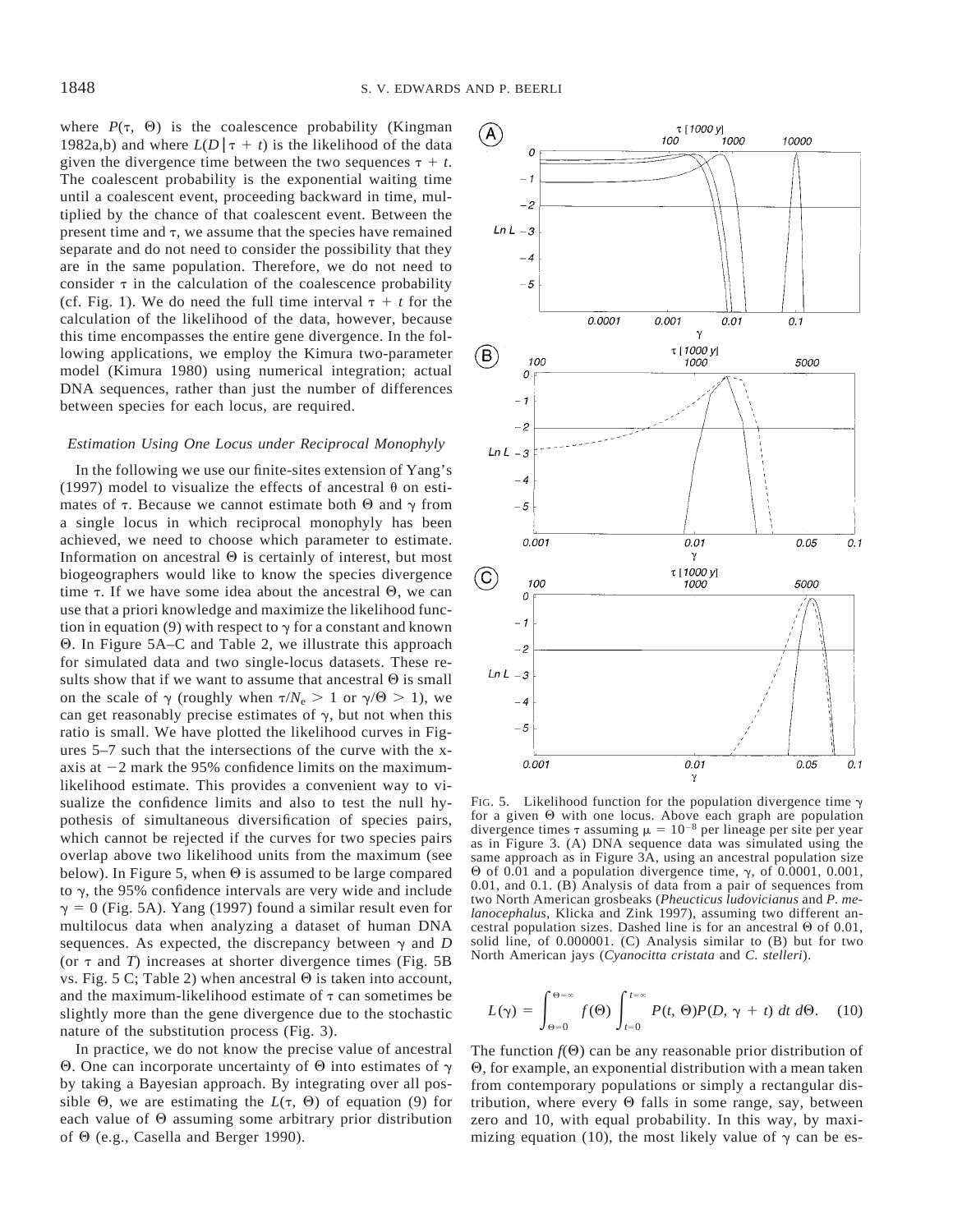where $P(\tau, \Theta)$ is the coalescence probability (Kingman 1982a,b) and where $L(D | \tau + t)$ is the likelihood of the data given the divergence time between the two sequences $\tau + t$. The coalescent probability is the exponential waiting time until a coalescent event, proceeding backward in time, multiplied by the chance of that coalescent event. Between the present time and $\tau$, we assume that the species have remained separate and do not need to consider the possibility that they are in the same population. Therefore, we do not need to consider $\tau$ in the calculation of the coalescence probability (cf. Fig. 1). We do need the full time interval $\tau + t$ for the calculation of the likelihood of the data, however, because this time encompasses the entire gene divergence. In the following applications, we employ the Kimura two-parameter model (Kimura 1980) using numerical integration; actual DNA sequences, rather than just the number of differences between species for each locus, are required.

### *Estimation Using One Locus under Reciprocal Monophyly*

In the following we use our finite-sites extension of Yang's (1997) model to visualize the effects of ancestral $\theta$ on estimates of $\tau$. Because we cannot estimate both $\Theta$ and $\gamma$ from a single locus in which reciprocal monophyly has been achieved, we need to choose which parameter to estimate. Information on ancestral $\Theta$ is certainly of interest, but most biogeographers would like to know the species divergence time $\tau$. If we have some idea about the ancestral $\Theta$, we can use that a priori knowledge and maximize the likelihood function in equation (9) with respect to $\gamma$ for a constant and known $\Theta$. In Figure 5A–C and Table 2, we illustrate this approach for simulated data and two single-locus datasets. These results show that if we want to assume that ancestral $\Theta$ is small on the scale of $\gamma$ (roughly when $\tau/N_e > 1$ or $\gamma/\Theta > 1$), we can get reasonably precise estimates of $\gamma$, but not when this ratio is small. We have plotted the likelihood curves in Figures 5–7 such that the intersections of the curve with the x-axis at $-2$ mark the 95% confidence limits on the maximum-likelihood estimate. This provides a convenient way to visualize the confidence limits and also to test the null hypothesis of simultaneous diversification of species pairs, which cannot be rejected if the curves for two species pairs overlap above two likelihood units from the maximum (see below). In Figure 5, when $\Theta$ is assumed to be large compared to $\gamma$, the 95% confidence intervals are very wide and include $\gamma = 0$ (Fig. 5A). Yang (1997) found a similar result even for multilocus data when analyzing a dataset of human DNA sequences. As expected, the discrepancy between $\gamma$ and $D$ (or $\tau$ and $T$) increases at shorter divergence times (Fig. 5B vs. Fig. 5C; Table 2) when ancestral $\Theta$ is taken into account, and the maximum-likelihood estimate of $\tau$ can sometimes be slightly more than the gene divergence due to the stochastic nature of the substitution process (Fig. 3).

In practice, we do not know the precise value of ancestral $\Theta$. One can incorporate uncertainty of $\Theta$ into estimates of $\gamma$ by taking a Bayesian approach. By integrating over all possible $\Theta$, we are estimating the $L(\tau, \Theta)$ of equation (9) for each value of $\Theta$ assuming some arbitrary prior distribution of $\Theta$ (e.g., Casella and Berger 1990).

FIG. 5. Likelihood function for the population divergence time $\gamma$ for a given $\Theta$ with one locus. Above each graph are population divergence times $\tau$ assuming $\mu = 10^{-8}$ per lineage per site per year as in Figure 3. (A) DNA sequence data was simulated using the same approach as in Figure 3A, using an ancestral population size $\Theta$ of 0.01 and a population divergence time, $\gamma$, of 0.0001, 0.001, 0.01, and 0.1. (B) Analysis of data from a pair of sequences from two North American grosbeaks (*Pheucticus ludovicianus* and *P. melanocephalus*, Klicka and Zink 1997), assuming two different ancestral population sizes. Dashed line is for an ancestral $\Theta$ of 0.01, solid line, of 0.000001. (C) Analysis similar to (B) but for two North American jays (*Cyanocitta cristata* and *C. stelleri*).

$$L(\gamma) = \int_{\Theta=0}^{\Theta=\infty} f(\Theta) \int_{t=0}^{t=\infty} P(t, \Theta)P(D, \gamma + t)\, dt\, d\Theta. \quad (10)$$

The function $f(\Theta)$ can be any reasonable prior distribution of $\Theta$, for example, an exponential distribution with a mean taken from contemporary populations or simply a rectangular distribution, where every $\Theta$ falls in some range, say, between zero and 10, with equal probability. In this way, by maximizing equation (10), the most likely value of $\gamma$ can be es-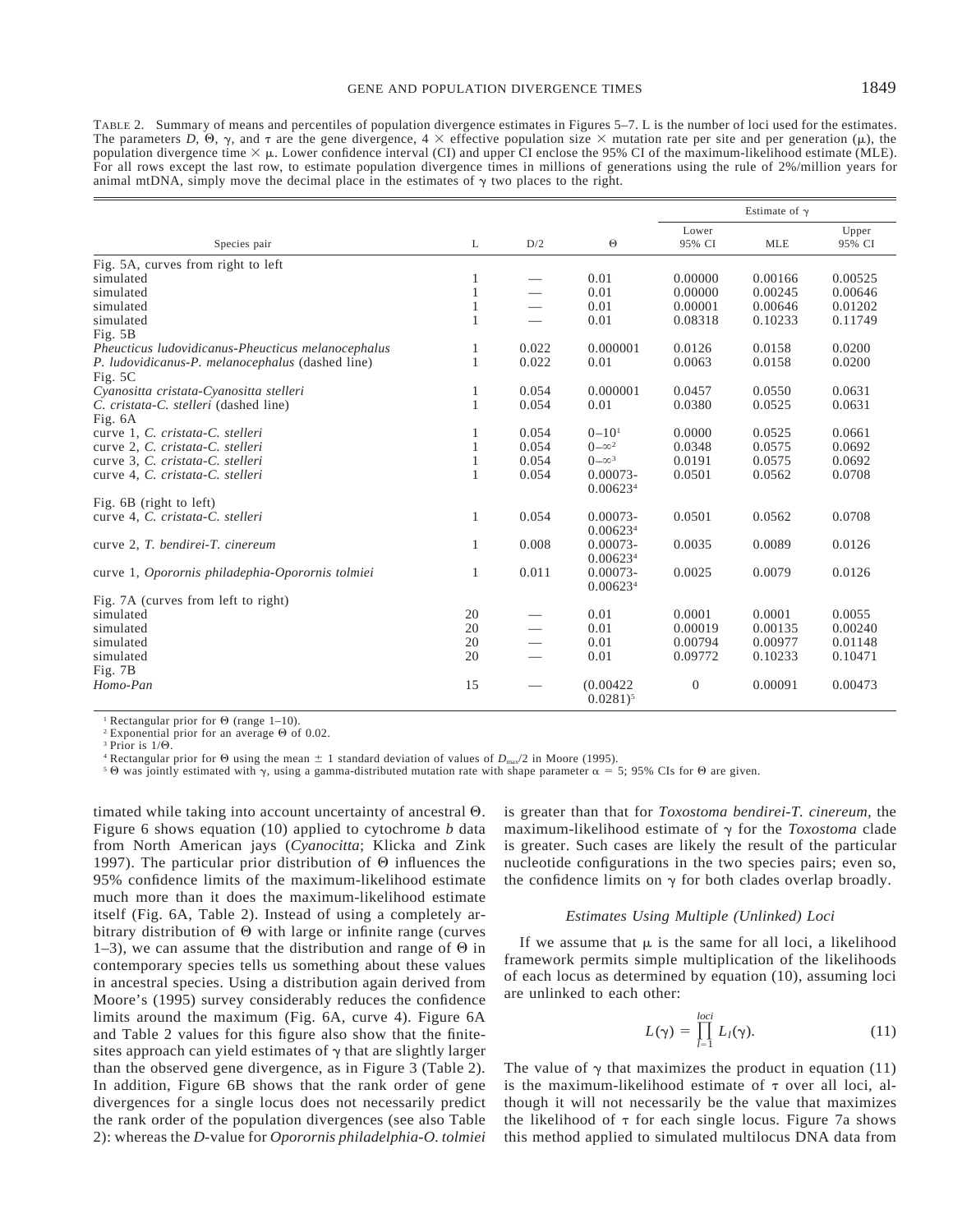TABLE 2. Summary of means and percentiles of population divergence estimates in Figures 5–7. L is the number of loci used for the estimates. The parameters $D$, $\Theta$, $\gamma$, and $\tau$ are the gene divergence, 4 × effective population size × mutation rate per site and per generation ($\mu$), the population divergence time × $\mu$. Lower confidence interval (CI) and upper CI enclose the 95% CI of the maximum-likelihood estimate (MLE). For all rows except the last row, to estimate population divergence times in millions of generations using the rule of 2%/million years for animal mtDNA, simply move the decimal place in the estimates of $\gamma$ two places to the right.

| Species pair | L | D/2 | $\Theta$ | Estimate of $\gamma$ | | |
|---|---|---|---|---|---|---|
| | | | | Lower 95% CI | MLE | Upper 95% CI |
| Fig. 5A, curves from right to left | | | | | | |
| simulated | 1 | — | 0.01 | 0.00000 | 0.00166 | 0.00525 |
| simulated | 1 | — | 0.01 | 0.00000 | 0.00245 | 0.00646 |
| simulated | 1 | — | 0.01 | 0.00001 | 0.00646 | 0.01202 |
| simulated | 1 | — | 0.01 | 0.08318 | 0.10233 | 0.11749 |
| Fig. 5B | | | | | | |
| *Pheucticus ludovidicanus-Pheucticus melanocephalus* | 1 | 0.022 | 0.000001 | 0.0126 | 0.0158 | 0.0200 |
| *P. ludovidicanus-P. melanocephalus* (dashed line) | 1 | 0.022 | 0.01 | 0.0063 | 0.0158 | 0.0200 |
| Fig. 5C | | | | | | |
| *Cyanositta cristata-Cyanositta stelleri* | 1 | 0.054 | 0.000001 | 0.0457 | 0.0550 | 0.0631 |
| *C. cristata-C. stelleri* (dashed line) | 1 | 0.054 | 0.01 | 0.0380 | 0.0525 | 0.0631 |
| Fig. 6A | | | | | | |
| curve 1, *C. cristata-C. stelleri* | 1 | 0.054 | $0\text{–}10$[1] | 0.0000 | 0.0525 | 0.0661 |
| curve 2, *C. cristata-C. stelleri* | 1 | 0.054 | $0\text{–}\infty$[2] | 0.0348 | 0.0575 | 0.0692 |
| curve 3, *C. cristata-C. stelleri* | 1 | 0.054 | $0\text{–}\infty$[3] | 0.0191 | 0.0575 | 0.0692 |
| curve 4, *C. cristata-C. stelleri* | 1 | 0.054 | 0.00073-0.00623[4] | 0.0501 | 0.0562 | 0.0708 |
| Fig. 6B (right to left) | | | | | | |
| curve 4, *C. cristata-C. stelleri* | 1 | 0.054 | 0.00073-0.00623[4] | 0.0501 | 0.0562 | 0.0708 |
| curve 2, *T. bendirei-T. cinereum* | 1 | 0.008 | 0.00073-0.00623[4] | 0.0035 | 0.0089 | 0.0126 |
| curve 1, *Oporornis philadephia-Oporornis tolmiei* | 1 | 0.011 | 0.00073-0.00623[4] | 0.0025 | 0.0079 | 0.0126 |
| Fig. 7A (curves from left to right) | | | | | | |
| simulated | 20 | — | 0.01 | 0.0001 | 0.0001 | 0.0055 |
| simulated | 20 | — | 0.01 | 0.00019 | 0.00135 | 0.00240 |
| simulated | 20 | — | 0.01 | 0.00794 | 0.00977 | 0.01148 |
| simulated | 20 | — | 0.01 | 0.09772 | 0.10233 | 0.10471 |
| Fig. 7B | | | | | | |
| *Homo-Pan* | 15 | — | (0.00422 0.0281)[5] | 0 | 0.00091 | 0.00473 |

[1] Rectangular prior for $\Theta$ (range 1–10).
[2] Exponential prior for an average $\Theta$ of 0.02.
[3] Prior is $1/\Theta$.
[4] Rectangular prior for $\Theta$ using the mean ± 1 standard deviation of values of $D_{max}/2$ in Moore (1995).
[5] $\Theta$ was jointly estimated with $\gamma$, using a gamma-distributed mutation rate with shape parameter $\alpha = 5$; 95% CIs for $\Theta$ are given.

timated while taking into account uncertainty of ancestral $\Theta$. Figure 6 shows equation (10) applied to cytochrome *b* data from North American jays (*Cyanocitta*; Klicka and Zink 1997). The particular prior distribution of $\Theta$ influences the 95% confidence limits of the maximum-likelihood estimate much more than it does the maximum-likelihood estimate itself (Fig. 6A, Table 2). Instead of using a completely arbitrary distribution of $\Theta$ with large or infinite range (curves 1–3), we can assume that the distribution and range of $\Theta$ in contemporary species tells us something about these values in ancestral species. Using a distribution again derived from Moore's (1995) survey considerably reduces the confidence limits around the maximum (Fig. 6A, curve 4). Figure 6A and Table 2 values for this figure also show that the finite-sites approach can yield estimates of $\gamma$ that are slightly larger than the observed gene divergence, as in Figure 3 (Table 2). In addition, Figure 6B shows that the rank order of gene divergences for a single locus does not necessarily predict the rank order of the population divergences (see also Table 2): whereas the *D*-value for *Oporornis philadelphia-O. tolmiei* is greater than that for *Toxostoma bendirei-T. cinereum,* the maximum-likelihood estimate of $\gamma$ for the *Toxostoma* clade is greater. Such cases are likely the result of the particular nucleotide configurations in the two species pairs; even so, the confidence limits on $\gamma$ for both clades overlap broadly.

### *Estimates Using Multiple (Unlinked) Loci*

If we assume that $\mu$ is the same for all loci, a likelihood framework permits simple multiplication of the likelihoods of each locus as determined by equation (10), assuming loci are unlinked to each other:

$$L(\gamma) = \prod_{l=1}^{loci} L_l(\gamma). \tag{11}$$

The value of $\gamma$ that maximizes the product in equation (11) is the maximum-likelihood estimate of $\tau$ over all loci, although it will not necessarily be the value that maximizes the likelihood of $\tau$ for each single locus. Figure 7a shows this method applied to simulated multilocus DNA data from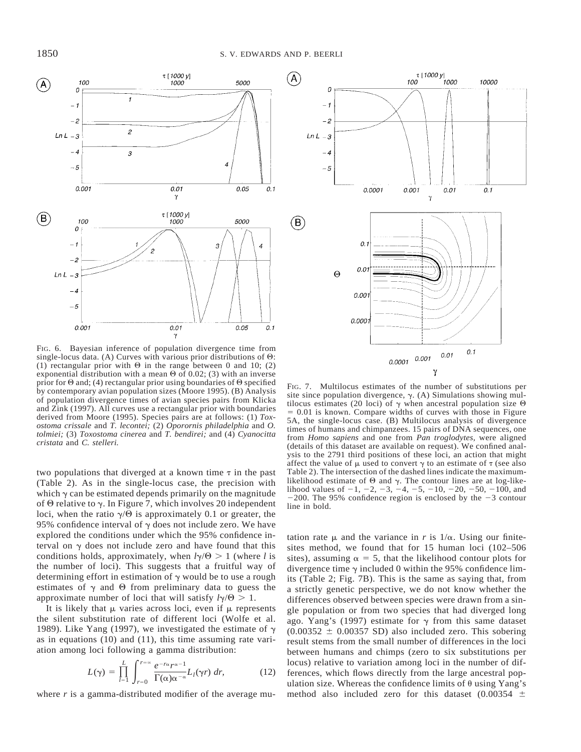FIG. 6. Bayesian inference of population divergence time from single-locus data. (A) Curves with various prior distributions of $\Theta$: (1) rectangular prior with $\Theta$ in the range between 0 and 10; (2) exponential distribution with a mean $\Theta$ of 0.02; (3) with an inverse prior for $\Theta$ and; (4) rectangular prior using boundaries of $\Theta$ specified by contemporary avian population sizes (Moore 1995). (B) Analysis of population divergence times of avian species pairs from Klicka and Zink (1997). All curves use a rectangular prior with boundaries derived from Moore (1995). Species pairs are at follows: (1) *Toxostoma crissale* and *T. lecontei;* (2) *Oporornis philadelphia* and *O. tolmiei;* (3) *Toxostoma cinerea* and *T. bendirei;* and (4) *Cyanocitta cristata* and *C. stelleri.*

FIG. 7. Multilocus estimates of the number of substitutions per site since population divergence, $\gamma$. (A) Simulations showing multilocus estimates (20 loci) of $\gamma$ when ancestral population size $\Theta = 0.01$ is known. Compare widths of curves with those in Figure 5A, the single-locus case. (B) Multilocus analysis of divergence times of humans and chimpanzees. 15 pairs of DNA sequences, one from *Homo sapiens* and one from *Pan troglodytes,* were aligned (details of this dataset are available on request). We confined analysis to the 2791 third positions of these loci, an action that might affect the value of $\mu$ used to convert $\gamma$ to an estimate of $\tau$ (see also Table 2). The intersection of the dashed lines indicate the maximum-likelihood estimate of $\Theta$ and $\gamma$. The contour lines are at log-likelihood values of $-1$, $-2$, $-3$, $-4$, $-5$, $-10$, $-20$, $-50$, $-100$, and $-200$. The 95% confidence region is enclosed by the $-3$ contour line in bold.

two populations that diverged at a known time $\tau$ in the past (Table 2). As in the single-locus case, the precision with which $\gamma$ can be estimated depends primarily on the magnitude of $\Theta$ relative to $\gamma$. In Figure 7, which involves 20 independent loci, when the ratio $\gamma/\Theta$ is approximately 0.1 or greater, the 95% confidence interval of $\gamma$ does not include zero. We have explored the conditions under which the 95% confidence interval on $\gamma$ does not include zero and have found that this conditions holds, approximately, when $l\gamma/\Theta > 1$ (where $l$ is the number of loci). This suggests that a fruitful way of determining effort in estimation of $\gamma$ would be to use a rough estimates of $\gamma$ and $\Theta$ from preliminary data to guess the approximate number of loci that will satisfy $l\gamma/\Theta > 1$.

It is likely that $\mu$ varies across loci, even if $\mu$ represents the silent substitution rate of different loci (Wolfe et al. 1989). Like Yang (1997), we investigated the estimate of $\gamma$ as in equations (10) and (11), this time assuming rate variation among loci following a gamma distribution:

$$L(\gamma) = \prod_{l=1}^{L} \int_{r=0}^{r=\infty} \frac{e^{-r\alpha} r^{\alpha-1}}{\Gamma(\alpha)\alpha^{-\alpha}} L_l(\gamma r)\, dr, \tag{12}$$

where $r$ is a gamma-distributed modifier of the average mutation rate $\mu$ and the variance in $r$ is $1/\alpha$. Using our finite-sites method, we found that for 15 human loci (102–506 sites), assuming $\alpha = 5$, that the likelihood contour plots for divergence time $\gamma$ included 0 within the 95% confidence limits (Table 2; Fig. 7B). This is the same as saying that, from a strictly genetic perspective, we do not know whether the differences observed between species were drawn from a single population or from two species that had diverged long ago. Yang's (1997) estimate for $\gamma$ from this same dataset ($0.00352 \pm 0.00357$ SD) also included zero. This sobering result stems from the small number of differences in the loci between humans and chimps (zero to six substitutions per locus) relative to variation among loci in the number of differences, which flows directly from the large ancestral population size. Whereas the confidence limits of $\theta$ using Yang's method also included zero for this dataset ($0.00354 \pm$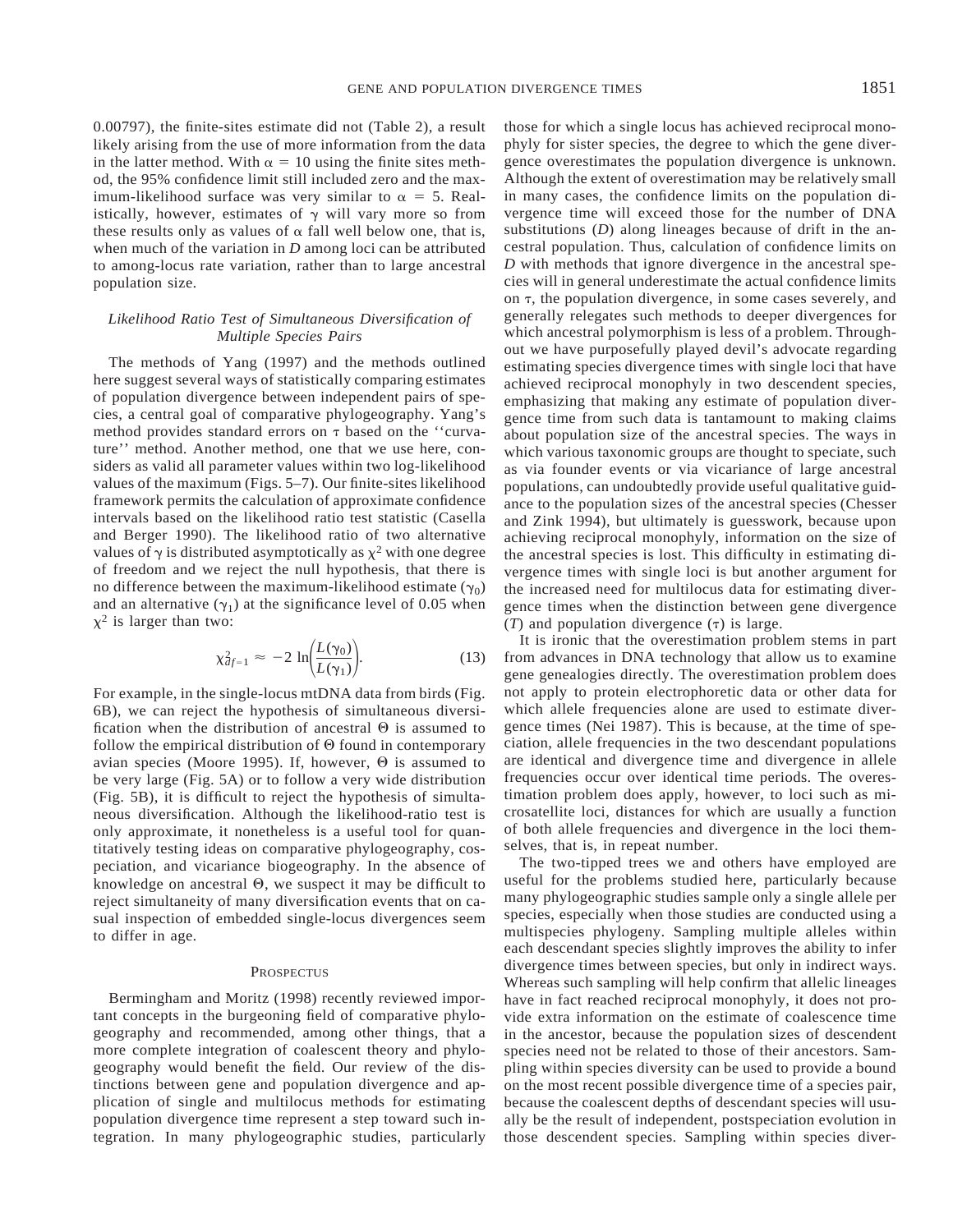0.00797), the finite-sites estimate did not (Table 2), a result likely arising from the use of more information from the data in the latter method. With $\alpha = 10$ using the finite sites method, the 95% confidence limit still included zero and the maximum-likelihood surface was very similar to $\alpha = 5$. Realistically, however, estimates of $\gamma$ will vary more so from these results only as values of $\alpha$ fall well below one, that is, when much of the variation in $D$ among loci can be attributed to among-locus rate variation, rather than to large ancestral population size.

### *Likelihood Ratio Test of Simultaneous Diversification of Multiple Species Pairs*

The methods of Yang (1997) and the methods outlined here suggest several ways of statistically comparing estimates of population divergence between independent pairs of species, a central goal of comparative phylogeography. Yang's method provides standard errors on $\tau$ based on the ''curvature'' method. Another method, one that we use here, considers as valid all parameter values within two log-likelihood values of the maximum (Figs. 5–7). Our finite-sites likelihood framework permits the calculation of approximate confidence intervals based on the likelihood ratio test statistic (Casella and Berger 1990). The likelihood ratio of two alternative values of $\gamma$ is distributed asymptotically as $\chi^2$ with one degree of freedom and we reject the null hypothesis, that there is no difference between the maximum-likelihood estimate ($\gamma_0$) and an alternative ($\gamma_1$) at the significance level of 0.05 when $\chi^2$ is larger than two:

$$\chi^2_{df=1} \approx -2 \ln\left(\frac{L(\gamma_0)}{L(\gamma_1)}\right). \tag{13}$$

For example, in the single-locus mtDNA data from birds (Fig. 6B), we can reject the hypothesis of simultaneous diversification when the distribution of ancestral $\Theta$ is assumed to follow the empirical distribution of $\Theta$ found in contemporary avian species (Moore 1995). If, however, $\Theta$ is assumed to be very large (Fig. 5A) or to follow a very wide distribution (Fig. 5B), it is difficult to reject the hypothesis of simultaneous diversification. Although the likelihood-ratio test is only approximate, it nonetheless is a useful tool for quantitatively testing ideas on comparative phylogeography, cospeciation, and vicariance biogeography. In the absence of knowledge on ancestral $\Theta$, we suspect it may be difficult to reject simultaneity of many diversification events that on casual inspection of embedded single-locus divergences seem to differ in age.

## Prospectus

Bermingham and Moritz (1998) recently reviewed important concepts in the burgeoning field of comparative phylogeography and recommended, among other things, that a more complete integration of coalescent theory and phylogeography would benefit the field. Our review of the distinctions between gene and population divergence and application of single and multilocus methods for estimating population divergence time represent a step toward such integration. In many phylogeographic studies, particularly those for which a single locus has achieved reciprocal monophyly for sister species, the degree to which the gene divergence overestimates the population divergence is unknown. Although the extent of overestimation may be relatively small in many cases, the confidence limits on the population divergence time will exceed those for the number of DNA substitutions ($D$) along lineages because of drift in the ancestral population. Thus, calculation of confidence limits on $D$ with methods that ignore divergence in the ancestral species will in general underestimate the actual confidence limits on $\tau$, the population divergence, in some cases severely, and generally relegates such methods to deeper divergences for which ancestral polymorphism is less of a problem. Throughout we have purposefully played devil's advocate regarding estimating species divergence times with single loci that have achieved reciprocal monophyly in two descendent species, emphasizing that making any estimate of population divergence time from such data is tantamount to making claims about population size of the ancestral species. The ways in which various taxonomic groups are thought to speciate, such as via founder events or via vicariance of large ancestral populations, can undoubtedly provide useful qualitative guidance to the population sizes of the ancestral species (Chesser and Zink 1994), but ultimately is guesswork, because upon achieving reciprocal monophyly, information on the size of the ancestral species is lost. This difficulty in estimating divergence times with single loci is but another argument for the increased need for multilocus data for estimating divergence times when the distinction between gene divergence ($T$) and population divergence ($\tau$) is large.

It is ironic that the overestimation problem stems in part from advances in DNA technology that allow us to examine gene genealogies directly. The overestimation problem does not apply to protein electrophoretic data or other data for which allele frequencies alone are used to estimate divergence times (Nei 1987). This is because, at the time of speciation, allele frequencies in the two descendant populations are identical and divergence time and divergence in allele frequencies occur over identical time periods. The overestimation problem does apply, however, to loci such as microsatellite loci, distances for which are usually a function of both allele frequencies and divergence in the loci themselves, that is, in repeat number.

The two-tipped trees we and others have employed are useful for the problems studied here, particularly because many phylogeographic studies sample only a single allele per species, especially when those studies are conducted using a multispecies phylogeny. Sampling multiple alleles within each descendent species slightly improves the ability to infer divergence times between species, but only in indirect ways. Whereas such sampling will help confirm that allelic lineages have in fact reached reciprocal monophyly, it does not provide extra information on the estimate of coalescence time in the ancestor, because the population sizes of descendent species need not be related to those of their ancestors. Sampling within species diversity can be used to provide a bound on the most recent possible divergence time of a species pair, because the coalescent depths of descendant species will usually be the result of independent, postspeciation evolution in those descendent species. Sampling within species diver-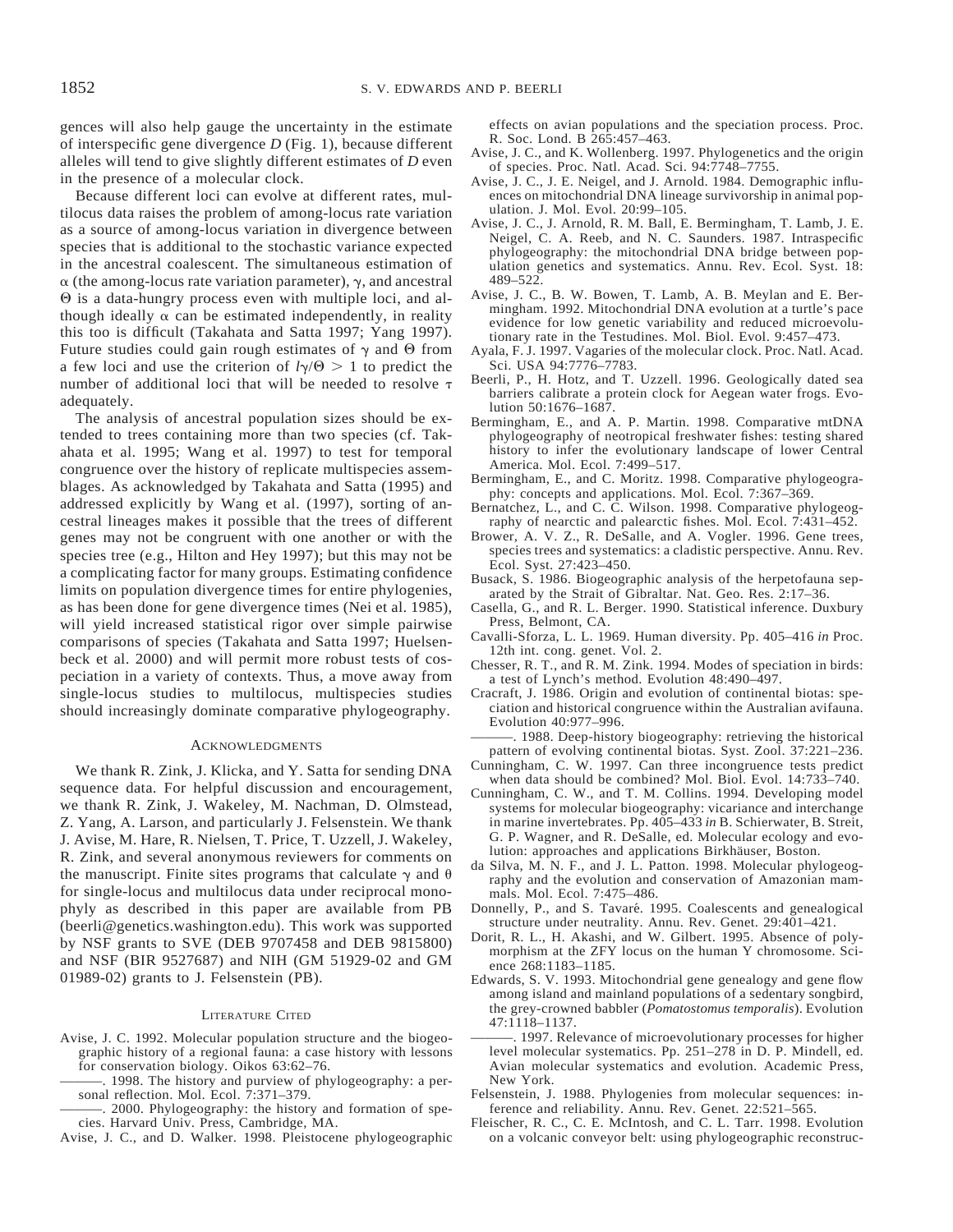gences will also help gauge the uncertainty in the estimate of interspecific gene divergence $D$ (Fig. 1), because different alleles will tend to give slightly different estimates of $D$ even in the presence of a molecular clock.

Because different loci can evolve at different rates, multilocus data raises the problem of among-locus rate variation as a source of among-locus variation in divergence between species that is additional to the stochastic variance expected in the ancestral coalescent. The simultaneous estimation of $\alpha$ (the among-locus rate variation parameter), $\gamma$, and ancestral $\Theta$ is a data-hungry process even with multiple loci, and although ideally $\alpha$ can be estimated independently, in reality this too is difficult (Takahata and Satta 1997; Yang 1997). Future studies could gain rough estimates of $\gamma$ and $\Theta$ from a few loci and use the criterion of $l\gamma/\Theta > 1$ to predict the number of additional loci that will be needed to resolve $\tau$ adequately.

The analysis of ancestral population sizes should be extended to trees containing more than two species (cf. Takahata et al. 1995; Wang et al. 1997) to test for temporal congruence over the history of replicate multispecies assemblages. As acknowledged by Takahata and Satta (1995) and addressed explicitly by Wang et al. (1997), sorting of ancestral lineages makes it possible that the trees of different genes may not be congruent with one another or with the species tree (e.g., Hilton and Hey 1997); but this may not be a complicating factor for many groups. Estimating confidence limits on population divergence times for entire phylogenies, as has been done for gene divergence times (Nei et al. 1985), will yield increased statistical rigor over simple pairwise comparisons of species (Takahata and Satta 1997; Huelsenbeck et al. 2000) and will permit more robust tests of cospeciation in a variety of contexts. Thus, a move away from single-locus studies to multilocus, multispecies studies should increasingly dominate comparative phylogeography.

## Acknowledgments

We thank R. Zink, J. Klicka, and Y. Satta for sending DNA sequence data. For helpful discussion and encouragement, we thank R. Zink, J. Wakeley, M. Nachman, D. Olmstead, Z. Yang, A. Larson, and particularly J. Felsenstein. We thank J. Avise, M. Hare, R. Nielsen, T. Price, T. Uzzell, J. Wakeley, R. Zink, and several anonymous reviewers for comments on the manuscript. Finite sites programs that calculate $\gamma$ and $\theta$ for single-locus and multilocus data under reciprocal monophyly as described in this paper are available from PB (beerli@genetics.washington.edu). This work was supported by NSF grants to SVE (DEB 9707458 and DEB 9815800) and NSF (BIR 9527687) and NIH (GM 51929-02 and GM 01989-02) grants to J. Felsenstein (PB).

## Literature Cited

Avise, J. C. 1992. Molecular population structure and the biogeographic history of a regional fauna: a case history with lessons for conservation biology. Oikos 63:62–76.

———. 1998. The history and purview of phylogeography: a personal reflection. Mol. Ecol. 7:371–379.

———. 2000. Phylogeography: the history and formation of species. Harvard Univ. Press, Cambridge, MA.

Avise, J. C., and D. Walker. 1998. Pleistocene phylogeographic effects on avian populations and the speciation process. Proc. R. Soc. Lond. B 265:457–463.

Avise, J. C., and K. Wollenberg. 1997. Phylogenetics and the origin of species. Proc. Natl. Acad. Sci. 94:7748–7755.

Avise, J. C., J. E. Neigel, and J. Arnold. 1984. Demographic influences on mitochondrial DNA lineage survivorship in animal population. J. Mol. Evol. 20:99–105.

Avise, J. C., J. Arnold, R. M. Ball, E. Bermingham, T. Lamb, J. E. Neigel, C. A. Reeb, and N. C. Saunders. 1987. Intraspecific phylogeography: the mitochondrial DNA bridge between population genetics and systematics. Annu. Rev. Ecol. Syst. 18: 489–522.

Avise, J. C., B. W. Bowen, T. Lamb, A. B. Meylan and E. Bermingham. 1992. Mitochondrial DNA evolution at a turtle's pace evidence for low genetic variability and reduced microevolutionary rate in the Testudines. Mol. Biol. Evol. 9:457–473.

Ayala, F. J. 1997. Vagaries of the molecular clock. Proc. Natl. Acad. Sci. USA 94:7776–7783.

Beerli, P., H. Hotz, and T. Uzzell. 1996. Geologically dated sea barriers calibrate a protein clock for Aegean water frogs. Evolution 50:1676–1687.

Bermingham, E., and A. P. Martin. 1998. Comparative mtDNA phylogeography of neotropical freshwater fishes: testing shared history to infer the evolutionary landscape of lower Central America. Mol. Ecol. 7:499–517.

Bermingham, E., and C. Moritz. 1998. Comparative phylogeography: concepts and applications. Mol. Ecol. 7:367–369.

Bernatchez, L., and C. C. Wilson. 1998. Comparative phylogeography of nearctic and palearctic fishes. Mol. Ecol. 7:431–452.

Brower, A. V. Z., R. DeSalle, and A. Vogler. 1996. Gene trees, species trees and systematics: a cladistic perspective. Annu. Rev. Ecol. Syst. 27:423–450.

Busack, S. 1986. Biogeographic analysis of the herpetofauna separated by the Strait of Gibraltar. Nat. Geo. Res. 2:17–36.

Casella, G., and R. L. Berger. 1990. Statistical inference. Duxbury Press, Belmont, CA.

Cavalli-Sforza, L. L. 1969. Human diversity. Pp. 405–416 *in* Proc. 12th int. cong. genet. Vol. 2.

Chesser, R. T., and R. M. Zink. 1994. Modes of speciation in birds: a test of Lynch's method. Evolution 48:490–497.

Cracraft, J. 1986. Origin and evolution of continental biotas: speciation and historical congruence within the Australian avifauna. Evolution 40:977–996.

———. 1988. Deep-history biogeography: retrieving the historical pattern of evolving continental biotas. Syst. Zool. 37:221–236.

Cunningham, C. W. 1997. Can three incongruence tests predict when data should be combined? Mol. Biol. Evol. 14:733–740.

Cunningham, C. W., and T. M. Collins. 1994. Developing model systems for molecular biogeography: vicariance and interchange in marine invertebrates. Pp. 405–433 *in* B. Schierwater, B. Streit, G. P. Wagner, and R. DeSalle, ed. Molecular ecology and evolution: approaches and applications Birkhäuser, Boston.

da Silva, M. N. F., and J. L. Patton. 1998. Molecular phylogeography and the evolution and conservation of Amazonian mammals. Mol. Ecol. 7:475–486.

Donnelly, P., and S. Tavaré. 1995. Coalescents and genealogical structure under neutrality. Annu. Rev. Genet. 29:401–421.

Dorit, R. L., H. Akashi, and W. Gilbert. 1995. Absence of polymorphism at the ZFY locus on the human Y chromosome. Science 268:1183–1185.

Edwards, S. V. 1993. Mitochondrial gene genealogy and gene flow among island and mainland populations of a sedentary songbird, the grey-crowned babbler (*Pomatostomus temporalis*). Evolution 47:1118–1137.

———. 1997. Relevance of microevolutionary processes for higher level molecular systematics. Pp. 251–278 in D. P. Mindell, ed. Avian molecular systematics and evolution. Academic Press, New York.

Felsenstein, J. 1988. Phylogenies from molecular sequences: inference and reliability. Annu. Rev. Genet. 22:521–565.

Fleischer, R. C., C. E. McIntosh, and C. L. Tarr. 1998. Evolution on a volcanic conveyor belt: using phylogeographic reconstruc-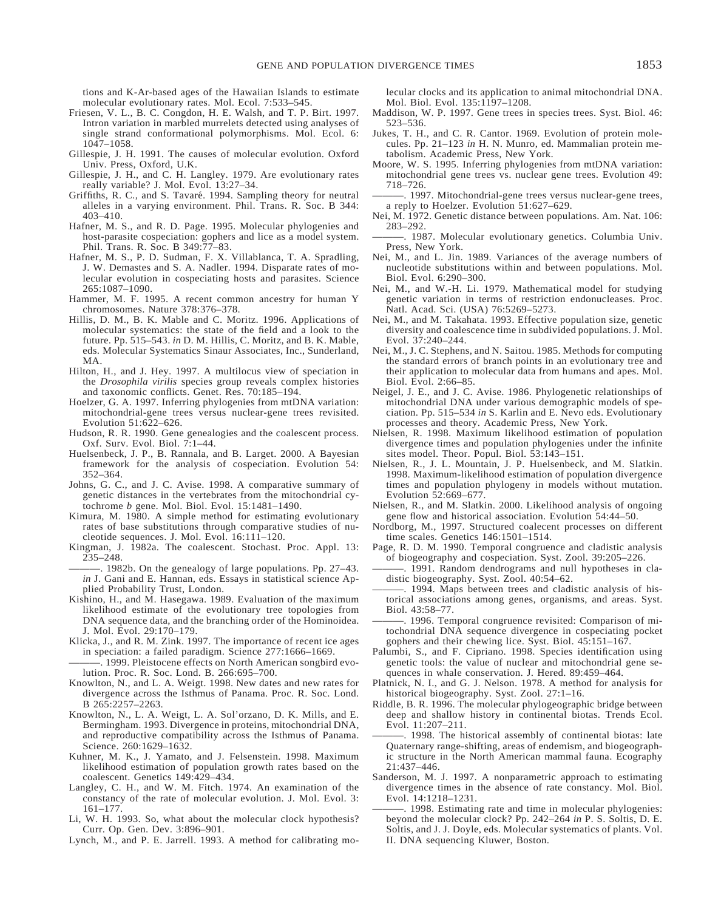tions and K-Ar-based ages of the Hawaiian Islands to estimate molecular evolutionary rates. Mol. Ecol. 7:533–545.

Friesen, V. L., B. C. Congdon, H. E. Walsh, and T. P. Birt. 1997. Intron variation in marbled murrelets detected using analyses of single strand conformational polymorphisms. Mol. Ecol. 6: 1047–1058.

Gillespie, J. H. 1991. The causes of molecular evolution. Oxford Univ. Press, Oxford, U.K.

Gillespie, J. H., and C. H. Langley. 1979. Are evolutionary rates really variable? J. Mol. Evol. 13:27–34.

Griffiths, R. C., and S. Tavaré. 1994. Sampling theory for neutral alleles in a varying environment. Phil. Trans. R. Soc. B 344: 403–410.

Hafner, M. S., and R. D. Page. 1995. Molecular phylogenies and host-parasite cospeciation: gophers and lice as a model system. Phil. Trans. R. Soc. B 349:77–83.

Hafner, M. S., P. D. Sudman, F. X. Villablanca, T. A. Spradling, J. W. Demastes and S. A. Nadler. 1994. Disparate rates of molecular evolution in cospeciating hosts and parasites. Science 265:1087–1090.

Hammer, M. F. 1995. A recent common ancestry for human Y chromosomes. Nature 378:376–378.

Hillis, D. M., B. K. Mable and C. Moritz. 1996. Applications of molecular systematics: the state of the field and a look to the future. Pp. 515–543. *in* D. M. Hillis, C. Moritz, and B. K. Mable, eds. Molecular Systematics Sinaur Associates, Inc., Sunderland, MA.

Hilton, H., and J. Hey. 1997. A multilocus view of speciation in the *Drosophila virilis* species group reveals complex histories and taxonomic conflicts. Genet. Res. 70:185–194.

Hoelzer, G. A. 1997. Inferring phylogenies from mtDNA variation: mitochondrial-gene trees versus nuclear-gene trees revisited. Evolution 51:622–626.

Hudson, R. R. 1990. Gene genealogies and the coalescent process. Oxf. Surv. Evol. Biol. 7:1–44.

Huelsenbeck, J. P., B. Rannala, and B. Larget. 2000. A Bayesian framework for the analysis of cospeciation. Evolution 54: 352–364.

Johns, G. C., and J. C. Avise. 1998. A comparative summary of genetic distances in the vertebrates from the mitochondrial cytochrome *b* gene. Mol. Biol. Evol. 15:1481–1490.

Kimura, M. 1980. A simple method for estimating evolutionary rates of base substitutions through comparative studies of nucleotide sequences. J. Mol. Evol. 16:111–120.

Kingman, J. 1982a. The coalescent. Stochast. Proc. Appl. 13: 235–248.

———. 1982b. On the genealogy of large populations. Pp. 27–43. *in* J. Gani and E. Hannan, eds. Essays in statistical science Applied Probability Trust, London.

Kishino, H., and M. Hasegawa. 1989. Evaluation of the maximum likelihood estimate of the evolutionary tree topologies from DNA sequence data, and the branching order of the Hominoidea. J. Mol. Evol. 29:170–179.

Klicka, J., and R. M. Zink. 1997. The importance of recent ice ages in speciation: a failed paradigm. Science 277:1666–1669.

———. 1999. Pleistocene effects on North American songbird evolution. Proc. R. Soc. Lond. B. 266:695–700.

Knowlton, N., and L. A. Weigt. 1998. New dates and new rates for divergence across the Isthmus of Panama. Proc. R. Soc. Lond. B 265:2257–2263.

Knowlton, N., L. A. Weigt, L. A. Sol'orzano, D. K. Mills, and E. Bermingham. 1993. Divergence in proteins, mitochondrial DNA, and reproductive compatibility across the Isthmus of Panama. Science. 260:1629–1632.

Kuhner, M. K., J. Yamato, and J. Felsenstein. 1998. Maximum likelihood estimation of population growth rates based on the coalescent. Genetics 149:429–434.

Langley, C. H., and W. M. Fitch. 1974. An examination of the constancy of the rate of molecular evolution. J. Mol. Evol. 3: 161–177.

Li, W. H. 1993. So, what about the molecular clock hypothesis? Curr. Op. Gen. Dev. 3:896–901.

Lynch, M., and P. E. Jarrell. 1993. A method for calibrating molecular clocks and its application to animal mitochondrial DNA. Mol. Biol. Evol. 135:1197–1208.

Maddison, W. P. 1997. Gene trees in species trees. Syst. Biol. 46: 523–536.

Jukes, T. H., and C. R. Cantor. 1969. Evolution of protein molecules. Pp. 21–123 *in* H. N. Munro, ed. Mammalian protein metabolism. Academic Press, New York.

Moore, W. S. 1995. Inferring phylogenies from mtDNA variation: mitochondrial gene trees vs. nuclear gene trees. Evolution 49: 718–726.

———. 1997. Mitochondrial-gene trees versus nuclear-gene trees, a reply to Hoelzer. Evolution 51:627–629.

Nei, M. 1972. Genetic distance between populations. Am. Nat. 106: 283–292.

———. 1987. Molecular evolutionary genetics. Columbia Univ. Press, New York.

Nei, M., and L. Jin. 1989. Variances of the average numbers of nucleotide substitutions within and between populations. Mol. Biol. Evol. 6:290–300.

Nei, M., and W.-H. Li. 1979. Mathematical model for studying genetic variation in terms of restriction endonucleases. Proc. Natl. Acad. Sci. (USA) 76:5269–5273.

Nei, M., and M. Takahata. 1993. Effective population size, genetic diversity and coalescence time in subdivided populations. J. Mol. Evol. 37:240–244.

Nei, M., J. C. Stephens, and N. Saitou. 1985. Methods for computing the standard errors of branch points in an evolutionary tree and their application to molecular data from humans and apes. Mol. Biol. Evol. 2:66–85.

Neigel, J. E., and J. C. Avise. 1986. Phylogenetic relationships of mitochondrial DNA under various demographic models of speciation. Pp. 515–534 *in* S. Karlin and E. Nevo eds. Evolutionary processes and theory. Academic Press, New York.

Nielsen, R. 1998. Maximum likelihood estimation of population divergence times and population phylogenies under the infinite sites model. Theor. Popul. Biol. 53:143–151.

Nielsen, R., J. L. Mountain, J. P. Huelsenbeck, and M. Slatkin. 1998. Maximum-likelihood estimation of population divergence times and population phylogeny in models without mutation. Evolution 52:669–677.

Nielsen, R., and M. Slatkin. 2000. Likelihood analysis of ongoing gene flow and historical association. Evolution 54:44–50.

Nordborg, M., 1997. Structured coalecent processes on different time scales. Genetics 146:1501–1514.

Page, R. D. M. 1990. Temporal congruence and cladistic analysis of biogeography and cospeciation. Syst. Zool. 39:205–226.

———. 1991. Random dendrograms and null hypotheses in cladistic biogeography. Syst. Zool. 40:54–62.

———. 1994. Maps between trees and cladistic analysis of historical associations among genes, organisms, and areas. Syst. Biol. 43:58–77.

———. 1996. Temporal congruence revisited: Comparison of mitochondrial DNA sequence divergence in cospeciating pocket gophers and their chewing lice. Syst. Biol. 45:151–167.

Palumbi, S., and F. Cipriano. 1998. Species identification using genetic tools: the value of nuclear and mitochondrial gene sequences in whale conservation. J. Hered. 89:459–464.

Platnick, N. I., and G. J. Nelson. 1978. A method for analysis for historical biogeography. Syst. Zool. 27:1–16.

Riddle, B. R. 1996. The molecular phylogeographic bridge between deep and shallow history in continental biotas. Trends Ecol. Evol. 11:207–211.

———. 1998. The historical assembly of continental biotas: late Quaternary range-shifting, areas of endemism, and biogeographic structure in the North American mammal fauna. Ecography 21:437–446.

Sanderson, M. J. 1997. A nonparametric approach to estimating divergence times in the absence of rate constancy. Mol. Biol. Evol. 14:1218–1231.

———. 1998. Estimating rate and time in molecular phylogenies: beyond the molecular clock? Pp. 242–264 *in* P. S. Soltis, D. E. Soltis, and J. J. Doyle, eds. Molecular systematics of plants. Vol. II. DNA sequencing Kluwer, Boston.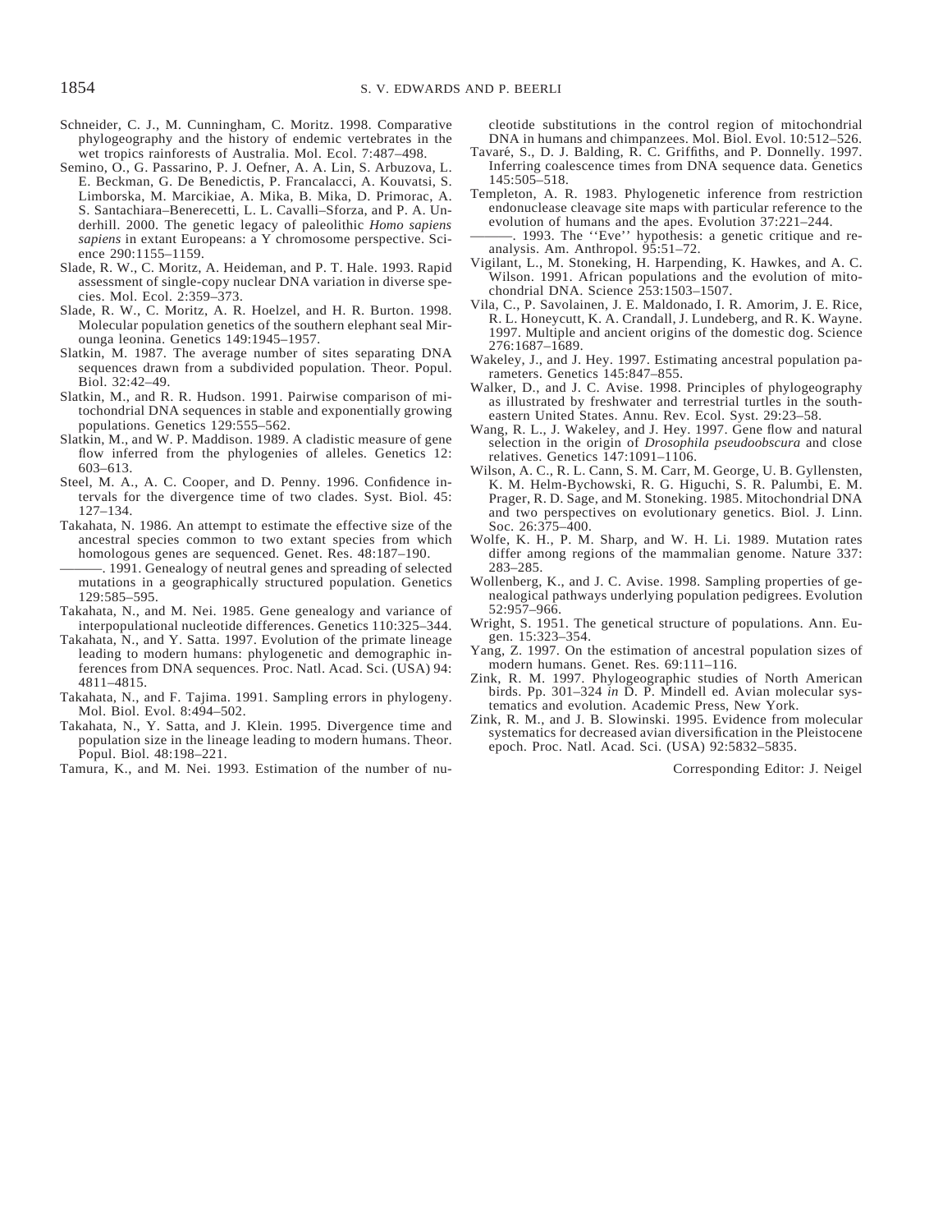Schneider, C. J., M. Cunningham, C. Moritz. 1998. Comparative phylogeography and the history of endemic vertebrates in the wet tropics rainforests of Australia. Mol. Ecol. 7:487–498.

Semino, O., G. Passarino, P. J. Oefner, A. A. Lin, S. Arbuzova, L. E. Beckman, G. De Benedictis, P. Francalacci, A. Kouvatsi, S. Limborska, M. Marcikiae, A. Mika, B. Mika, D. Primorac, A. S. Santachiara–Benerecetti, L. L. Cavalli–Sforza, and P. A. Underhill. 2000. The genetic legacy of paleolithic *Homo sapiens sapiens* in extant Europeans: a Y chromosome perspective. Science 290:1155–1159.

Slade, R. W., C. Moritz, A. Heideman, and P. T. Hale. 1993. Rapid assessment of single-copy nuclear DNA variation in diverse species. Mol. Ecol. 2:359–373.

Slade, R. W., C. Moritz, A. R. Hoelzel, and H. R. Burton. 1998. Molecular population genetics of the southern elephant seal Mirounga leonina. Genetics 149:1945–1957.

Slatkin, M. 1987. The average number of sites separating DNA sequences drawn from a subdivided population. Theor. Popul. Biol. 32:42–49.

Slatkin, M., and R. R. Hudson. 1991. Pairwise comparison of mitochondrial DNA sequences in stable and exponentially growing populations. Genetics 129:555–562.

Slatkin, M., and W. P. Maddison. 1989. A cladistic measure of gene flow inferred from the phylogenies of alleles. Genetics 12: 603–613.

Steel, M. A., A. C. Cooper, and D. Penny. 1996. Confidence intervals for the divergence time of two clades. Syst. Biol. 45: 127–134.

Takahata, N. 1986. An attempt to estimate the effective size of the ancestral species common to two extant species from which homologous genes are sequenced. Genet. Res. 48:187–190.

———. 1991. Genealogy of neutral genes and spreading of selected mutations in a geographically structured population. Genetics 129:585–595.

Takahata, N., and M. Nei. 1985. Gene genealogy and variance of interpopulational nucleotide differences. Genetics 110:325–344.

Takahata, N., and Y. Satta. 1997. Evolution of the primate lineage leading to modern humans: phylogenetic and demographic inferences from DNA sequences. Proc. Natl. Acad. Sci. (USA) 94: 4811–4815.

Takahata, N., and F. Tajima. 1991. Sampling errors in phylogeny. Mol. Biol. Evol. 8:494–502.

Takahata, N., Y. Satta, and J. Klein. 1995. Divergence time and population size in the lineage leading to modern humans. Theor. Popul. Biol. 48:198–221.

Tamura, K., and M. Nei. 1993. Estimation of the number of nucleotide substitutions in the control region of mitochondrial DNA in humans and chimpanzees. Mol. Biol. Evol. 10:512–526.

Tavaré, S., D. J. Balding, R. C. Griffiths, and P. Donnelly. 1997. Inferring coalescence times from DNA sequence data. Genetics 145:505–518.

Templeton, A. R. 1983. Phylogenetic inference from restriction endonuclease cleavage site maps with particular reference to the evolution of humans and the apes. Evolution 37:221–244.

———. 1993. The ''Eve'' hypothesis: a genetic critique and reanalysis. Am. Anthropol. 95:51–72.

Vigilant, L., M. Stoneking, H. Harpending, K. Hawkes, and A. C. Wilson. 1991. African populations and the evolution of mitochondrial DNA. Science 253:1503–1507.

Vila, C., P. Savolainen, J. E. Maldonado, I. R. Amorim, J. E. Rice, R. L. Honeycutt, K. A. Crandall, J. Lundeberg, and R. K. Wayne. 1997. Multiple and ancient origins of the domestic dog. Science 276:1687–1689.

Wakeley, J., and J. Hey. 1997. Estimating ancestral population parameters. Genetics 145:847–855.

Walker, D., and J. C. Avise. 1998. Principles of phylogeography as illustrated by freshwater and terrestrial turtles in the southeastern United States. Annu. Rev. Ecol. Syst. 29:23–58.

Wang, R. L., J. Wakeley, and J. Hey. 1997. Gene flow and natural selection in the origin of *Drosophila pseudoobscura* and close relatives. Genetics 147:1091–1106.

Wilson, A. C., R. L. Cann, S. M. Carr, M. George, U. B. Gyllensten, K. M. Helm-Bychowski, R. G. Higuchi, S. R. Palumbi, E. M. Prager, R. D. Sage, and M. Stoneking. 1985. Mitochondrial DNA and two perspectives on evolutionary genetics. Biol. J. Linn. Soc. 26:375–400.

Wolfe, K. H., P. M. Sharp, and W. H. Li. 1989. Mutation rates differ among regions of the mammalian genome. Nature 337: 283–285.

Wollenberg, K., and J. C. Avise. 1998. Sampling properties of genealogical pathways underlying population pedigrees. Evolution 52:957–966.

Wright, S. 1951. The genetical structure of populations. Ann. Eugen. 15:323–354.

Yang, Z. 1997. On the estimation of ancestral population sizes of modern humans. Genet. Res. 69:111–116.

Zink, R. M. 1997. Phylogeographic studies of North American birds. Pp. 301–324 *in* D. P. Mindell ed. Avian molecular systematics and evolution. Academic Press, New York.

Zink, R. M., and J. B. Slowinski. 1995. Evidence from molecular systematics for decreased avian diversification in the Pleistocene epoch. Proc. Natl. Acad. Sci. (USA) 92:5832–5835.

Corresponding Editor: J. Neigel